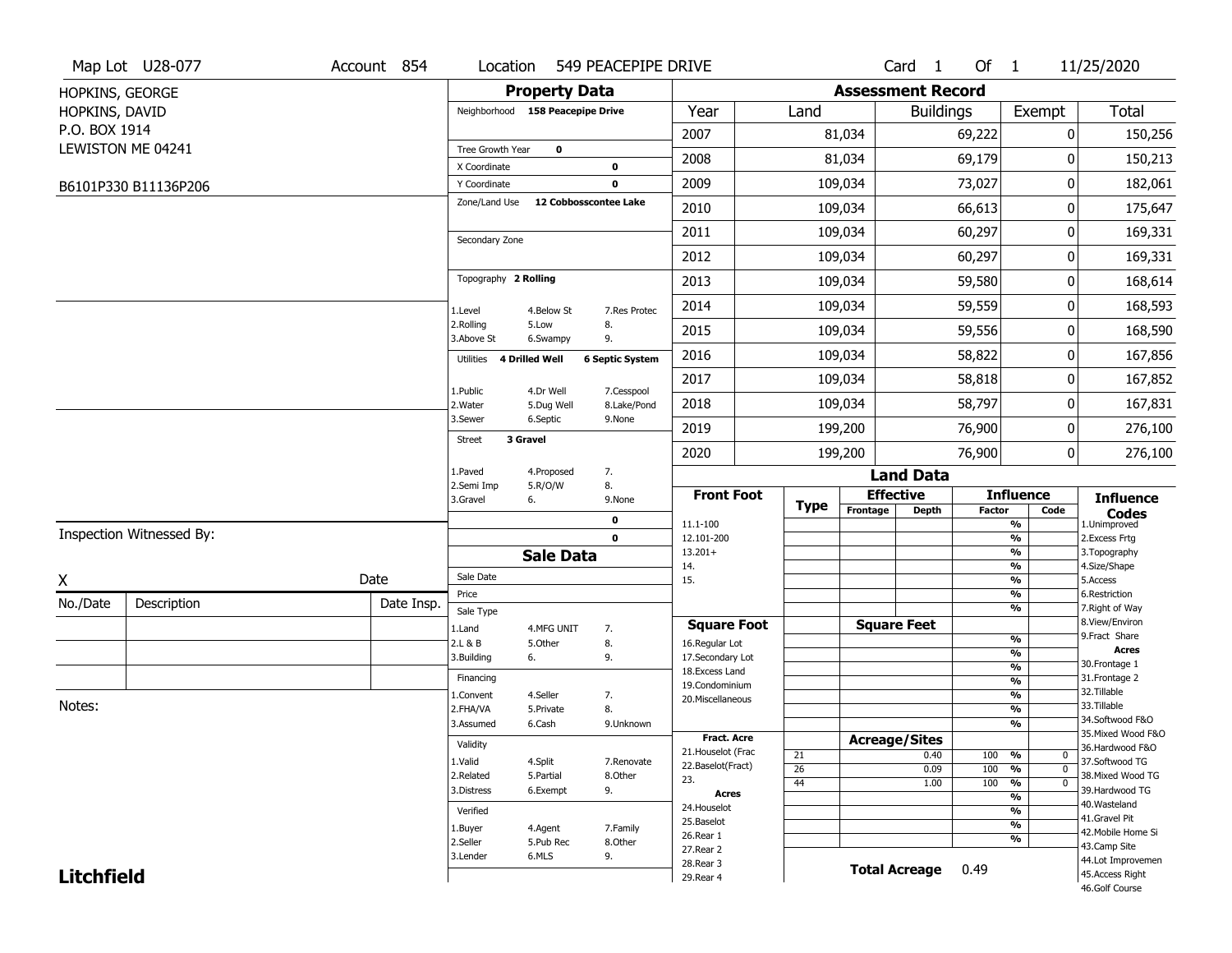Map Lot U28-077 | Account 854 | Location 549 PEACEPIPE DRIVE | Card 1 Of 1 | 11/25/2020

HOPKINS, GEORGE
HOPKINS, DAVID
P.O. BOX 1914
LEWISTON ME 04241

B6101P330 B11136P206

## Property Data

Neighborhood: 158 Peacepipe Drive

Tree Growth Year: 0
X Coordinate: 0
Y Coordinate: 0
Zone/Land Use: 12 Cobbosscontee Lake

Secondary Zone

Topography: 2 Rolling

| | | |
|---|---|---|
| 1.Level | 4.Below St | 7.Res Protec |
| 2.Rolling | 5.Low | 8. |
| 3.Above St | 6.Swampy | 9. |

Utilities: 4 Drilled Well, 6 Septic System

| | | |
|---|---|---|
| 1.Public | 4.Dr Well | 7.Cesspool |
| 2.Water | 5.Dug Well | 8.Lake/Pond |
| 3.Sewer | 6.Septic | 9.None |

Street: 3 Gravel

| | | |
|---|---|---|
| 1.Paved | 4.Proposed | 7. |
| 2.Semi Imp | 5.R/O/W | 8. |
| 3.Gravel | 6. | 9.None |

0
0

## Assessment Record

| Year | Land | Buildings | Exempt | Total |
|---|---|---|---|---|
| 2007 | 81,034 | 69,222 | 0 | 150,256 |
| 2008 | 81,034 | 69,179 | 0 | 150,213 |
| 2009 | 109,034 | 73,027 | 0 | 182,061 |
| 2010 | 109,034 | 66,613 | 0 | 175,647 |
| 2011 | 109,034 | 60,297 | 0 | 169,331 |
| 2012 | 109,034 | 60,297 | 0 | 169,331 |
| 2013 | 109,034 | 59,580 | 0 | 168,614 |
| 2014 | 109,034 | 59,559 | 0 | 168,593 |
| 2015 | 109,034 | 59,556 | 0 | 168,590 |
| 2016 | 109,034 | 58,822 | 0 | 167,856 |
| 2017 | 109,034 | 58,818 | 0 | 167,852 |
| 2018 | 109,034 | 58,797 | 0 | 167,831 |
| 2019 | 199,200 | 76,900 | 0 | 276,100 |
| 2020 | 199,200 | 76,900 | 0 | 276,100 |

## Land Data

| Front Foot | Type | Effective Frontage | Effective Depth | Influence Factor | Influence Code |
|---|---|---|---|---|---|
| 11.1-100 | | | | % | |
| 12.101-200 | | | | % | |
| 13.201+ | | | | % | |
| 14. | | | | % | |
| 15. | | | | % | |
| | | | | % | |
| | | | | % | |

| Square Foot | Square Feet | | |
|---|---|---|---|
| 16.Regular Lot | | % | |
| 17.Secondary Lot | | % | |
| 18.Excess Land | | % | |
| 19.Condominium | | % | |
| 20.Miscellaneous | | % | |
| | | % | |
| | | % | |

| Fract. Acre / Acres | Type | Acreage/Sites | Factor | Code |
|---|---|---|---|---|
| 21.Houselot (Frac | 21 | 0.40 | 100 % | 0 |
| 22.Baselot(Fract) | 26 | 0.09 | 100 % | 0 |
| 23. | 44 | 1.00 | 100 % | 0 |
| 24.Houselot | | | % | |
| 25.Baselot | | | % | |
| 26.Rear 1 | | | % | |
| 27.Rear 2 | | | % | |
| 28.Rear 3 | | | | |
| 29.Rear 4 | | | | |

**Total Acreage** 0.49

### Influence Codes

1.Unimproved
2.Excess Frtg
3.Topography
4.Size/Shape
5.Access
6.Restriction
7.Right of Way
8.View/Environ
9.Fract Share

**Acres**

30.Frontage 1
31.Frontage 2
32.Tillable
33.Tillable
34.Softwood F&O
35.Mixed Wood F&O
36.Hardwood F&O
37.Softwood TG
38.Mixed Wood TG
39.Hardwood TG
40.Wasteland
41.Gravel Pit
42.Mobile Home Si
43.Camp Site
44.Lot Improvemen
45.Access Right
46.Golf Course

## Sale Data

Sale Date
Price
Sale Type

| | | |
|---|---|---|
| 1.Land | 4.MFG UNIT | 7. |
| 2.L & B | 5.Other | 8. |
| 3.Building | 6. | 9. |

Financing

| | | |
|---|---|---|
| 1.Convent | 4.Seller | 7. |
| 2.FHA/VA | 5.Private | 8. |
| 3.Assumed | 6.Cash | 9.Unknown |

Validity

| | | |
|---|---|---|
| 1.Valid | 4.Split | 7.Renovate |
| 2.Related | 5.Partial | 8.Other |
| 3.Distress | 6.Exempt | 9. |

Verified

| | | |
|---|---|---|
| 1.Buyer | 4.Agent | 7.Family |
| 2.Seller | 5.Pub Rec | 8.Other |
| 3.Lender | 6.MLS | 9. |

Inspection Witnessed By:

X Date

| No./Date | Description | Date Insp. |
|---|---|---|
| | | |
| | | |
| | | |

Notes:

**Litchfield**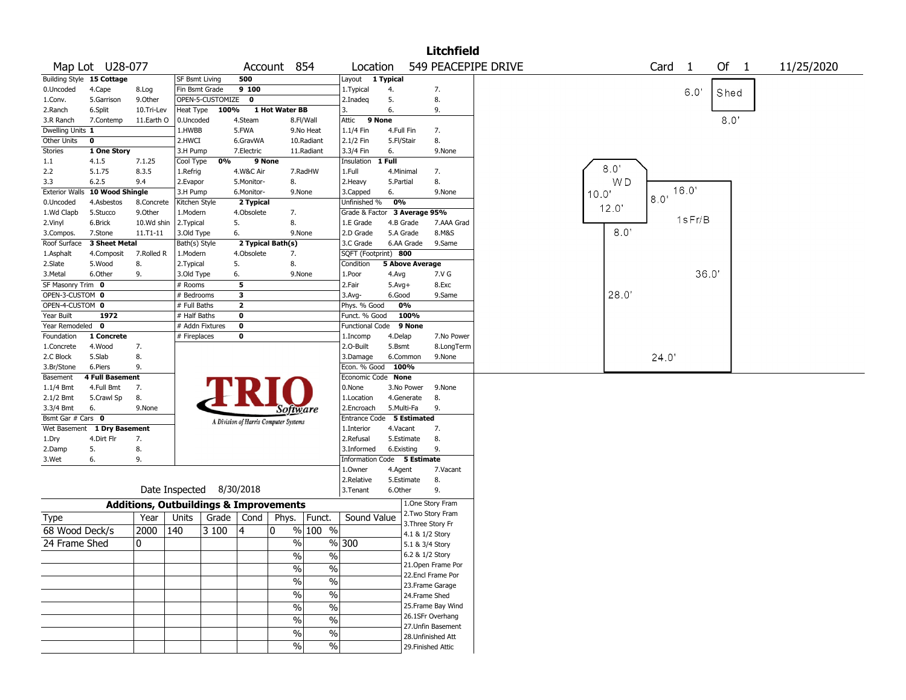# Litchfield

**Map Lot** U28-077 **Account** 854 **Location** 549 PEACEPIPE DRIVE **Card** 1 **Of** 1 11/25/2020

| Building Style | 15 Cottage | | SF Bsmt Living | 500 | | | Layout | 1 Typical | |
|---|---|---|---|---|---|---|---|---|---|
| 0.Uncoded | 4.Cape | 8.Log | Fin Bsmt Grade | 9 100 | | | 1.Typical | 4. | 7. |
| 1.Conv. | 5.Garrison | 9.Other | OPEN-5-CUSTOMIZE | 0 | | | 2.Inadeq | 5. | 8. |
| 2.Ranch | 6.Split | 10.Tri-Lev | Heat Type | 100% | 1 Hot Water BB | | 3. | 6. | 9. |
| 3.R Ranch | 7.Contemp | 11.Earth O | 0.Uncoded | 4.Steam | 8.Fl/Wall | | Attic | 9 None | |
| Dwelling Units | 1 | | 1.HWBB | 5.FWA | 9.No Heat | | 1.1/4 Fin | 4.Full Fin | 7. |
| Other Units | 0 | | 2.HWCI | 6.GravWA | 10.Radiant | | 2.1/2 Fin | 5.Fl/Stair | 8. |
| Stories | 1 One Story | | 3.H Pump | 7.Electric | 11.Radiant | | 3.3/4 Fin | 6. | 9.None |
| 1.1 | 4.1.5 | 7.1.25 | Cool Type | 0% | 9 None | | Insulation | 1 Full | |
| 2.2 | 5.1.75 | 8.3.5 | 1.Refrig | 4.W&C Air | 7.RadHW | | 1.Full | 4.Minimal | 7. |
| 3.3 | 6.2.5 | 9.4 | 2.Evapor | 5.Monitor- | 8. | | 2.Heavy | 5.Partial | 8. |
| Exterior Walls | 10 Wood Shingle | | 3.H Pump | 6.Monitor- | 9.None | | 3.Capped | 6. | 9.None |
| 0.Uncoded | 4.Asbestos | 8.Concrete | Kitchen Style | 2 Typical | | | Unfinished % | 0% | |
| 1.Wd Clapb | 5.Stucco | 9.Other | 1.Modern | 4.Obsolete | 7. | | Grade & Factor | 3 Average 95% | |
| 2.Vinyl | 6.Brick | 10.Wd shin | 2.Typical | 5. | 8. | | 1.E Grade | 4.B Grade | 7.AAA Grad |
| 3.Compos. | 7.Stone | 11.T1-11 | 3.Old Type | 6. | 9.None | | 2.D Grade | 5.A Grade | 8.M&S |
| Roof Surface | 3 Sheet Metal | | Bath(s) Style | 2 Typical Bath(s) | | | 3.C Grade | 6.AA Grade | 9.Same |
| 1.Asphalt | 4.Composit | 7.Rolled R | 1.Modern | 4.Obsolete | 7. | | SQFT (Footprint) | 800 | |
| 2.Slate | 5.Wood | 8. | 2.Typical | 5. | 8. | | Condition | 5 Above Average | |
| 3.Metal | 6.Other | 9. | 3.Old Type | 6. | 9.None | | 1.Poor | 4.Avg | 7.V G |
| SF Masonry Trim | 0 | | # Rooms | 5 | | | 2.Fair | 5.Avg+ | 8.Exc |
| OPEN-3-CUSTOM | 0 | | # Bedrooms | 3 | | | 3.Avg- | 6.Good | 9.Same |
| OPEN-4-CUSTOM | 0 | | # Full Baths | 2 | | | Phys. % Good | 0% | |
| Year Built | 1972 | | # Half Baths | 0 | | | Funct. % Good | 100% | |
| Year Remodeled | 0 | | # Addn Fixtures | 0 | | | Functional Code | 9 None | |
| Foundation | 1 Concrete | | # Fireplaces | 0 | | | 1.Incomp | 4.Delap | 7.No Power |
| 1.Concrete | 4.Wood | 7. | | | | | 2.O-Built | 5.Bsmt | 8.LongTerm |
| 2.C Block | 5.Slab | 8. | | | | | 3.Damage | 6.Common | 9.None |
| 3.Br/Stone | 6.Piers | 9. | | | | | Econ. % Good | 100% | |
| Basement | 4 Full Basement | | | | | | Economic Code | None | |
| 1.1/4 Bmt | 4.Full Bmt | 7. | | | | | 0.None | 3.No Power | 9.None |
| 2.1/2 Bmt | 5.Crawl Sp | 8. | | | | | 1.Location | 4.Generate | 8. |
| 3.3/4 Bmt | 6. | 9.None | | | | | 2.Encroach | 5.Multi-Fa | 9. |
| Bsmt Gar # Cars | 0 | | | | | | Entrance Code | 5 Estimated | |
| Wet Basement | 1 Dry Basement | | | | | | 1.Interior | 4.Vacant | 7. |
| 1.Dry | 4.Dirt Flr | 7. | | | | | 2.Refusal | 5.Estimate | 8. |
| 2.Damp | 5. | 8. | | | | | 3.Informed | 6.Existing | 9. |
| 3.Wet | 6. | 9. | | | | | Information Code | 5 Estimate | |
| | | | | | | | 1.Owner | 4.Agent | 7.Vacant |
| | | | | | | | 2.Relative | 5.Estimate | 8. |
| | | | | | | | 3.Tenant | 6.Other | 9. |

TRIO Software — A Division of Harris Computer Systems

Date Inspected 8/30/2018

## Additions, Outbuildings & Improvements

| Type | Year | Units | Grade | Cond | Phys. | Funct. | Sound Value |
|---|---|---|---|---|---|---|---|
| 68 Wood Deck/s | 2000 | 140 | 3 100 | 4 | 0 % | 100 % | |
| 24 Frame Shed | 0 | | | | % | % | 300 |
| | | | | | % | % | |
| | | | | | % | % | |
| | | | | | % | % | |
| | | | | | % | % | |
| | | | | | % | % | |
| | | | | | % | % | |
| | | | | | % | % | |
| | | | | | % | % | |

1.One Story Fram
2.Two Story Fram
3.Three Story Fr
4.1 & 1/2 Story
5.1 & 3/4 Story
6.2 & 1/2 Story
21.Open Frame Por
22.Encl Frame Por
23.Frame Garage
24.Frame Shed
25.Frame Bay Wind
26.1SFr Overhang
27.Unfin Basement
28.Unfinished Att
29.Finished Attic

Sketch labels: Shed 6.0' × 8.0'; WD 8.0', 10.0', 12.0', 8.0'; 1sFr/B 16.0', 8.0', 36.0', 28.0', 24.0'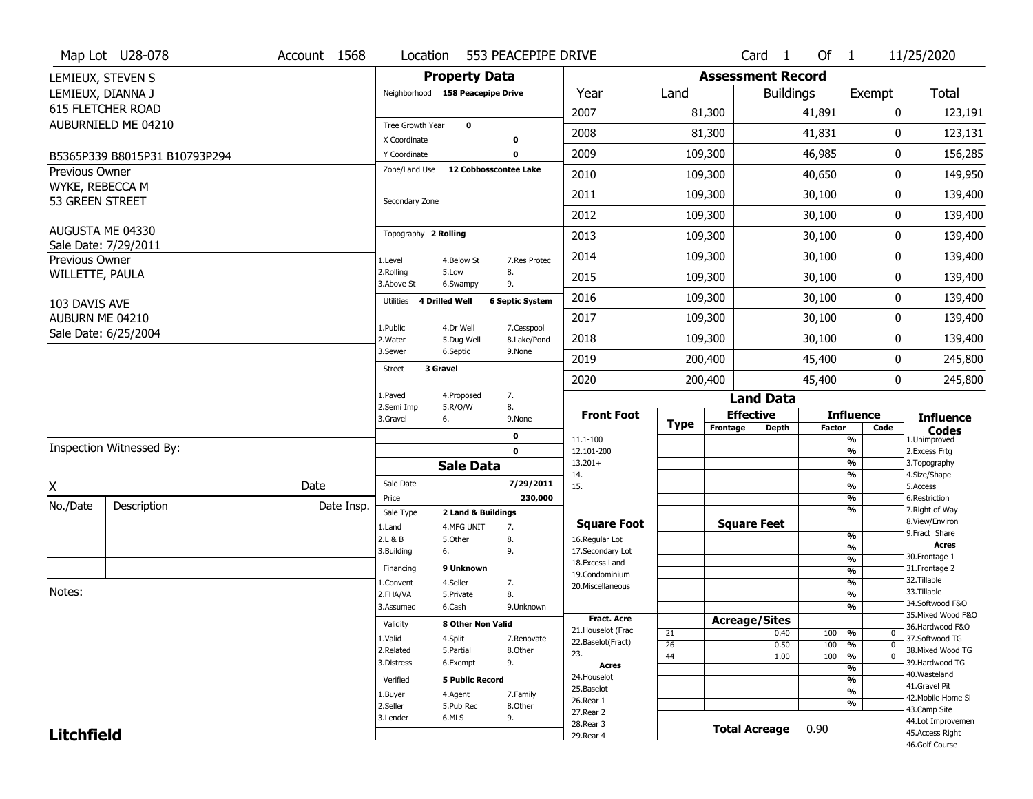Map Lot U28-078 | Account 1568 | Location 553 PEACEPIPE DRIVE | Card 1 Of 1 | 11/25/2020

LEMIEUX, STEVEN S
LEMIEUX, DIANNA J
615 FLETCHER ROAD
AUBURNIELD ME 04210

B5365P339 B8015P31 B10793P294

Previous Owner
WYKE, REBECCA M
53 GREEN STREET

AUGUSTA ME 04330
Sale Date: 7/29/2011

Previous Owner
WILLETTE, PAULA

103 DAVIS AVE
AUBURN ME 04210
Sale Date: 6/25/2004

## Property Data

Neighborhood: 158 Peacepipe Drive

Tree Growth Year: 0
X Coordinate: 0
Y Coordinate: 0
Zone/Land Use: 12 Cobbosscontee Lake

Secondary Zone

Topography: 2 Rolling

1.Level 4.Below St 7.Res Protec
2.Rolling 5.Low 8.
3.Above St 6.Swampy 9.

Utilities: 4 Drilled Well, 6 Septic System

1.Public 4.Dr Well 7.Cesspool
2.Water 5.Dug Well 8.Lake/Pond
3.Sewer 6.Septic 9.None

Street: 3 Gravel

1.Paved 4.Proposed 7.
2.Semi Imp 5.R/O/W 8.
3.Gravel 6. 9.None

0
0

## Sale Data

Sale Date: 7/29/2011
Price: 230,000
Sale Type: 2 Land & Buildings

1.Land 4.MFG UNIT 7.
2.L & B 5.Other 8.
3.Building 6. 9.

Financing: 9 Unknown

1.Convent 4.Seller 7.
2.FHA/VA 5.Private 8.
3.Assumed 6.Cash 9.Unknown

Validity: 8 Other Non Valid

1.Valid 4.Split 7.Renovate
2.Related 5.Partial 8.Other
3.Distress 6.Exempt 9.

Verified: 5 Public Record

1.Buyer 4.Agent 7.Family
2.Seller 5.Pub Rec 8.Other
3.Lender 6.MLS 9.

## Assessment Record

| Year | Land | Buildings | Exempt | Total |
|---|---|---|---|---|
| 2007 | 81,300 | 41,891 | 0 | 123,191 |
| 2008 | 81,300 | 41,831 | 0 | 123,131 |
| 2009 | 109,300 | 46,985 | 0 | 156,285 |
| 2010 | 109,300 | 40,650 | 0 | 149,950 |
| 2011 | 109,300 | 30,100 | 0 | 139,400 |
| 2012 | 109,300 | 30,100 | 0 | 139,400 |
| 2013 | 109,300 | 30,100 | 0 | 139,400 |
| 2014 | 109,300 | 30,100 | 0 | 139,400 |
| 2015 | 109,300 | 30,100 | 0 | 139,400 |
| 2016 | 109,300 | 30,100 | 0 | 139,400 |
| 2017 | 109,300 | 30,100 | 0 | 139,400 |
| 2018 | 109,300 | 30,100 | 0 | 139,400 |
| 2019 | 200,400 | 45,400 | 0 | 245,800 |
| 2020 | 200,400 | 45,400 | 0 | 245,800 |

## Land Data

Front Foot: 11.1-100, 12.101-200, 13.201+, 14., 15.

Square Foot: 16.Regular Lot, 17.Secondary Lot, 18.Excess Land, 19.Condominium, 20.Miscellaneous

Fract. Acre: 21.Houselot (Frac, 22.Baselot(Fract), 23.

Acres: 24.Houselot, 25.Baselot, 26.Rear 1, 27.Rear 2, 28.Rear 3, 29.Rear 4

### Acreage/Sites

| Type | Acreage/Sites | Influence Factor | Code |
|---|---|---|---|
| 21 | 0.40 | 100 % | 0 |
| 26 | 0.50 | 100 % | 0 |
| 44 | 1.00 | 100 % | 0 |

Total Acreage: 0.90

**Influence Codes**
1.Unimproved
2.Excess Frtg
3.Topography
4.Size/Shape
5.Access
6.Restriction
7.Right of Way
8.View/Environ
9.Fract Share

**Acres**
30.Frontage 1
31.Frontage 2
32.Tillable
33.Tillable
34.Softwood F&O
35.Mixed Wood F&O
36.Hardwood F&O
37.Softwood TG
38.Mixed Wood TG
39.Hardwood TG
40.Wasteland
41.Gravel Pit
42.Mobile Home Si
43.Camp Site
44.Lot Improvemen
45.Access Right
46.Golf Course

Inspection Witnessed By:

X ____________________ Date

| No./Date | Description | Date Insp. |
|---|---|---|
| | | |
| | | |
| | | |

Notes:

**Litchfield**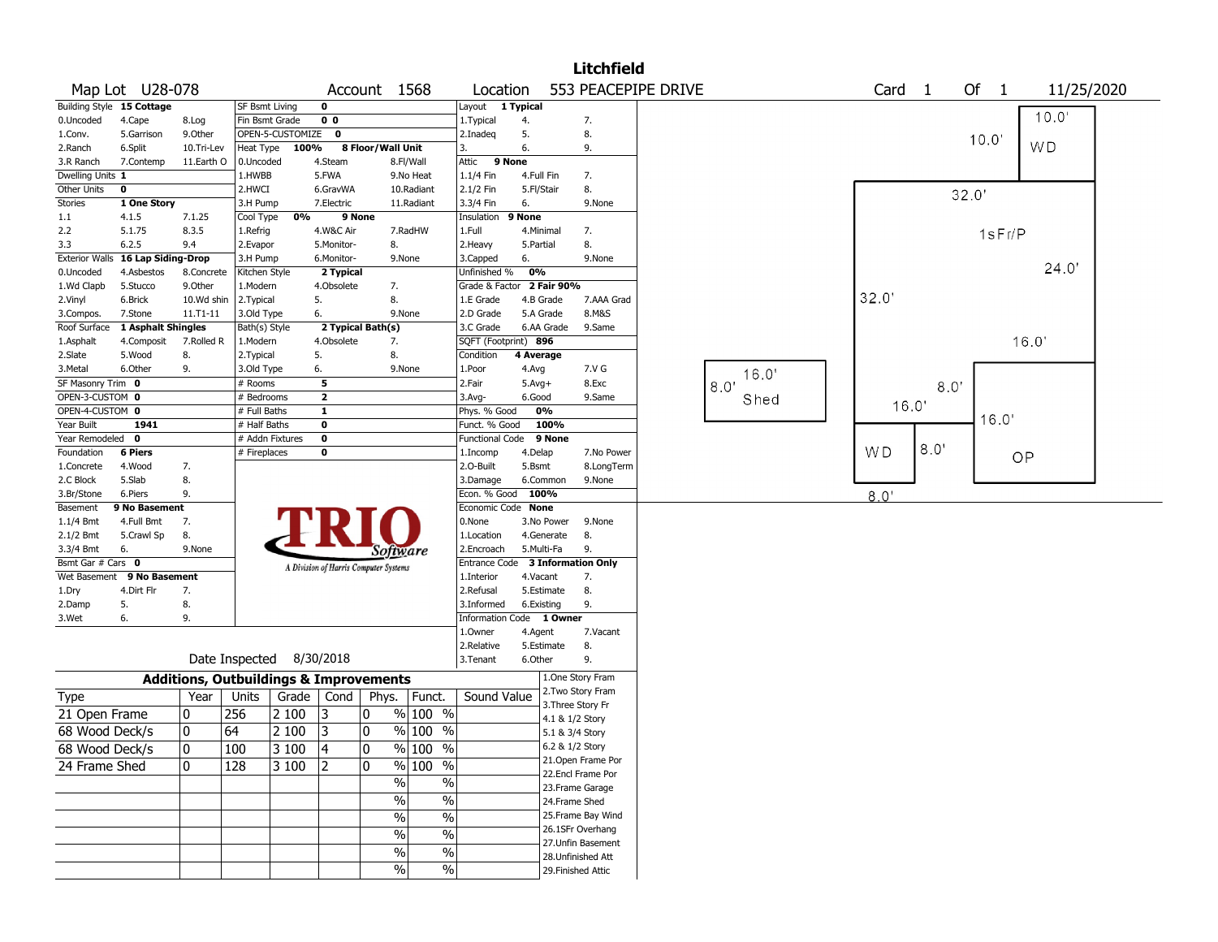# Litchfield

**Map Lot** U28-078 **Account** 1568 **Location** 553 PEACEPIPE DRIVE **Card** 1 **Of** 1 11/25/2020

| Field | Value | Options |
|---|---|---|
| Building Style | 15 Cottage | 0.Uncoded, 4.Cape, 8.Log, 1.Conv., 5.Garrison, 9.Other, 2.Ranch, 6.Split, 10.Tri-Lev, 3.R Ranch, 7.Contemp, 11.Earth O |
| Dwelling Units | 1 | |
| Other Units | 0 | |
| Stories | 1 One Story | 1.1, 4.1.5, 7.1.25, 2.2, 5.1.75, 8.3.5, 3.3, 6.2.5, 9.4 |
| Exterior Walls | 16 Lap Siding-Drop | 0.Uncoded, 4.Asbestos, 8.Concrete, 1.Wd Clapb, 5.Stucco, 9.Other, 2.Vinyl, 6.Brick, 10.Wd shin, 3.Compos., 7.Stone, 11.T1-11 |
| Roof Surface | 1 Asphalt Shingles | 1.Asphalt, 4.Composit, 7.Rolled R, 2.Slate, 5.Wood, 8., 3.Metal, 6.Other, 9. |
| SF Masonry Trim | 0 | |
| OPEN-3-CUSTOM | 0 | |
| OPEN-4-CUSTOM | 0 | |
| Year Built | 1941 | |
| Year Remodeled | 0 | |
| Foundation | 6 Piers | 1.Concrete, 4.Wood, 7., 2.C Block, 5.Slab, 8., 3.Br/Stone, 6.Piers, 9. |
| Basement | 9 No Basement | 1.1/4 Bmt, 4.Full Bmt, 7., 2.1/2 Bmt, 5.Crawl Sp, 8., 3.3/4 Bmt, 6., 9.None |
| Bsmt Gar # Cars | 0 | |
| Wet Basement | 9 No Basement | 1.Dry, 4.Dirt Flr, 7., 2.Damp, 5., 8., 3.Wet, 6., 9. |

| Field | Value | Options |
|---|---|---|
| SF Bsmt Living | 0 | |
| Fin Bsmt Grade | 0 0 | |
| OPEN-5-CUSTOMIZE | 0 | |
| Heat Type | 100% 8 Floor/Wall Unit | 0.Uncoded, 4.Steam, 8.Fl/Wall, 1.HWBB, 5.FWA, 9.No Heat, 2.HWCI, 6.GravWA, 10.Radiant, 3.H Pump, 7.Electric, 11.Radiant |
| Cool Type | 0% 9 None | 1.Refrig, 4.W&C Air, 7.RadHW, 2.Evapor, 5.Monitor-, 8., 3.H Pump, 6.Monitor-, 9.None |
| Kitchen Style | 2 Typical | 1.Modern, 4.Obsolete, 7., 2.Typical, 5., 8., 3.Old Type, 6., 9.None |
| Bath(s) Style | 2 Typical Bath(s) | 1.Modern, 4.Obsolete, 7., 2.Typical, 5., 8., 3.Old Type, 6., 9.None |
| # Rooms | 5 | |
| # Bedrooms | 2 | |
| # Full Baths | 1 | |
| # Half Baths | 0 | |
| # Addn Fixtures | 0 | |
| # Fireplaces | 0 | |

| Field | Value | Options |
|---|---|---|
| Layout | 1 Typical | 1.Typical, 4., 7., 2.Inadeq, 5., 8., 3., 6., 9. |
| Attic | 9 None | 1.1/4 Fin, 4.Full Fin, 7., 2.1/2 Fin, 5.Fl/Stair, 8., 3.3/4 Fin, 6., 9.None |
| Insulation | 9 None | 1.Full, 4.Minimal, 7., 2.Heavy, 5.Partial, 8., 3.Capped, 6., 9.None |
| Unfinished % | 0% | |
| Grade & Factor | 2 Fair 90% | 1.E Grade, 4.B Grade, 7.AAA Grad, 2.D Grade, 5.A Grade, 8.M&S, 3.C Grade, 6.AA Grade, 9.Same |
| SQFT (Footprint) | 896 | |
| Condition | 4 Average | 1.Poor, 4.Avg, 7.V G, 2.Fair, 5.Avg+, 8.Exc, 3.Avg-, 6.Good, 9.Same |
| Phys. % Good | 0% | |
| Funct. % Good | 100% | |
| Functional Code | 9 None | 1.Incomp, 4.Delap, 7.No Power, 2.O-Built, 5.Bsmt, 8.LongTerm, 3.Damage, 6.Common, 9.None |
| Econ. % Good | 100% | |
| Economic Code | None | 0.None, 3.No Power, 9.None, 1.Location, 4.Generate, 8., 2.Encroach, 5.Multi-Fa, 9. |
| Entrance Code | 3 Information Only | 1.Interior, 4.Vacant, 7., 2.Refusal, 5.Estimate, 8., 3.Informed, 6.Existing, 9. |
| Information Code | 1 Owner | 1.Owner, 4.Agent, 7.Vacant, 2.Relative, 5.Estimate, 8., 3.Tenant, 6.Other, 9. |

Date Inspected 8/30/2018

## Additions, Outbuildings & Improvements

| Type | Year | Units | Grade | Cond | Phys. | Funct. | Sound Value |
|---|---|---|---|---|---|---|---|
| 21 Open Frame | 0 | 256 | 2 100 | 3 | 0 % | 100 % | |
| 68 Wood Deck/s | 0 | 64 | 2 100 | 3 | 0 % | 100 % | |
| 68 Wood Deck/s | 0 | 100 | 3 100 | 4 | 0 % | 100 % | |
| 24 Frame Shed | 0 | 128 | 3 100 | 2 | 0 % | 100 % | |

1.One Story Fram, 2.Two Story Fram, 3.Three Story Fr, 4.1 & 1/2 Story, 5.1 & 3/4 Story, 6.2 & 1/2 Story, 21.Open Frame Por, 22.Encl Frame Por, 23.Frame Garage, 24.Frame Shed, 25.Frame Bay Wind, 26.1SFr Overhang, 27.Unfin Basement, 28.Unfinished Att, 29.Finished Attic

Sketch: 1sFr/P 32.0' x 24.0'; WD 10.0' x 10.0'; OP 16.0' x 16.0'; WD 8.0' x 8.0'; Shed 16.0' x 8.0'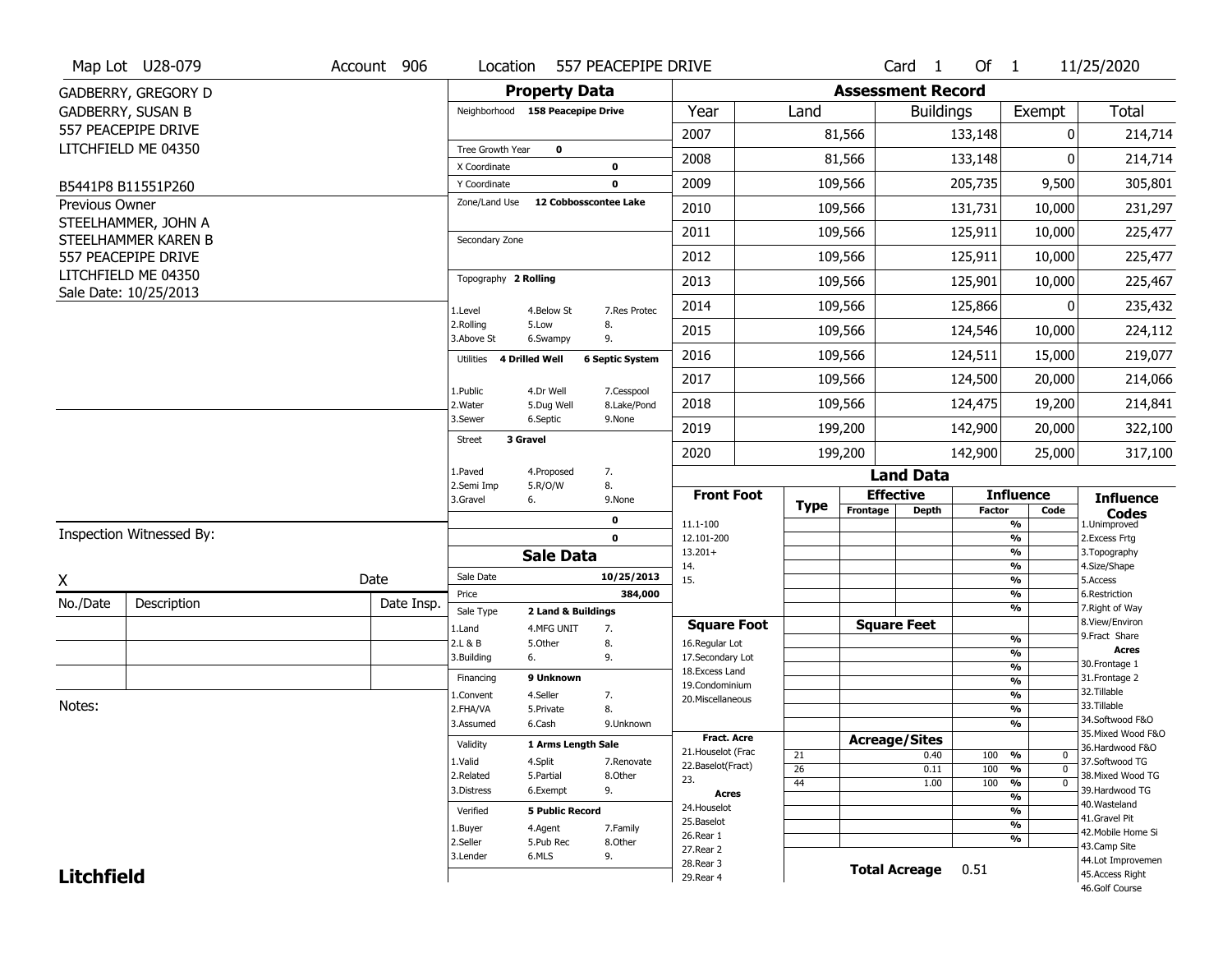Map Lot U28-079 | Account 906 | Location 557 PEACEPIPE DRIVE | Card 1 Of 1 | 11/25/2020

GADBERRY, GREGORY D
GADBERRY, SUSAN B
557 PEACEPIPE DRIVE
LITCHFIELD ME 04350

B5441P8 B11551P260

Previous Owner
STEELHAMMER, JOHN A
STEELHAMMER KAREN B
557 PEACEPIPE DRIVE
LITCHFIELD ME 04350
Sale Date: 10/25/2013

## Property Data

Neighborhood 158 Peacepipe Drive

Tree Growth Year 0
X Coordinate 0
Y Coordinate 0
Zone/Land Use 12 Cobbosscontee Lake

Secondary Zone

Topography 2 Rolling

1.Level 4.Below St 7.Res Protec
2.Rolling 5.Low 8.
3.Above St 6.Swampy 9.

Utilities 4 Drilled Well 6 Septic System

1.Public 4.Dr Well 7.Cesspool
2.Water 5.Dug Well 8.Lake/Pond
3.Sewer 6.Septic 9.None

Street 3 Gravel

1.Paved 4.Proposed 7.
2.Semi Imp 5.R/O/W 8.
3.Gravel 6. 9.None

0
0

## Sale Data

Sale Date 10/25/2013
Price 384,000
Sale Type 2 Land & Buildings

1.Land 4.MFG UNIT 7.
2.L & B 5.Other 8.
3.Building 6. 9.

Financing 9 Unknown

1.Convent 4.Seller 7.
2.FHA/VA 5.Private 8.
3.Assumed 6.Cash 9.Unknown

Validity 1 Arms Length Sale

1.Valid 4.Split 7.Renovate
2.Related 5.Partial 8.Other
3.Distress 6.Exempt 9.

Verified 5 Public Record

1.Buyer 4.Agent 7.Family
2.Seller 5.Pub Rec 8.Other
3.Lender 6.MLS 9.

## Assessment Record

| Year | Land | Buildings | Exempt | Total |
|---|---|---|---|---|
| 2007 | 81,566 | 133,148 | 0 | 214,714 |
| 2008 | 81,566 | 133,148 | 0 | 214,714 |
| 2009 | 109,566 | 205,735 | 9,500 | 305,801 |
| 2010 | 109,566 | 131,731 | 10,000 | 231,297 |
| 2011 | 109,566 | 125,911 | 10,000 | 225,477 |
| 2012 | 109,566 | 125,911 | 10,000 | 225,477 |
| 2013 | 109,566 | 125,901 | 10,000 | 225,467 |
| 2014 | 109,566 | 125,866 | 0 | 235,432 |
| 2015 | 109,566 | 124,546 | 10,000 | 224,112 |
| 2016 | 109,566 | 124,511 | 15,000 | 219,077 |
| 2017 | 109,566 | 124,500 | 20,000 | 214,066 |
| 2018 | 109,566 | 124,475 | 19,200 | 214,841 |
| 2019 | 199,200 | 142,900 | 20,000 | 322,100 |
| 2020 | 199,200 | 142,900 | 25,000 | 317,100 |

## Land Data

| Front Foot | Type | Effective Frontage | Effective Depth | Influence Factor | Influence Code |
|---|---|---|---|---|---|
| 11.1-100 | | | | % | |
| 12.101-200 | | | | % | |
| 13.201+ | | | | % | |
| 14. | | | | % | |
| 15. | | | | % | |

| Square Foot | Square Feet | Influence Factor | Influence Code |
|---|---|---|---|
| 16.Regular Lot | | % | |
| 17.Secondary Lot | | % | |
| 18.Excess Land | | % | |
| 19.Condominium | | % | |
| 20.Miscellaneous | | % | |

| Fract. Acre / Acres | Type | Acreage/Sites | Influence Factor | Influence Code |
|---|---|---|---|---|
| 21.Houselot (Frac | 21 | 0.40 | 100 % | 0 |
| 22.Baselot(Fract) | 26 | 0.11 | 100 % | 0 |
| 23. | 44 | 1.00 | 100 % | 0 |
| 24.Houselot | | | % | |
| 25.Baselot | | | % | |
| 26.Rear 1 | | | % | |
| 27.Rear 2 | | | % | |
| 28.Rear 3 | | | | |
| 29.Rear 4 | | | | |

Total Acreage 0.51

Influence Codes:
1.Unimproved
2.Excess Frtg
3.Topography
4.Size/Shape
5.Access
6.Restriction
7.Right of Way
8.View/Environ
9.Fract Share

Acres:
30.Frontage 1
31.Frontage 2
32.Tillable
33.Tillable
34.Softwood F&O
35.Mixed Wood F&O
36.Hardwood F&O
37.Softwood TG
38.Mixed Wood TG
39.Hardwood TG
40.Wasteland
41.Gravel Pit
42.Mobile Home Si
43.Camp Site
44.Lot Improvemen
45.Access Right
46.Golf Course

Inspection Witnessed By:

X __________ Date

| No./Date | Description | Date Insp. |
|---|---|---|
| | | |
| | | |
| | | |

Notes:

**Litchfield**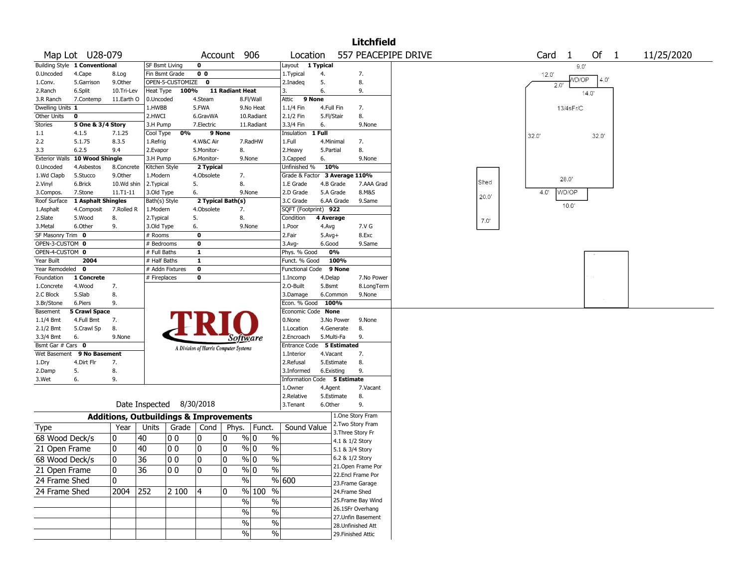# Litchfield

**Map Lot** U28-079 **Account** 906 **Location** 557 PEACEPIPE DRIVE **Card** 1 **Of** 1 11/25/2020

| Building Style | 1 Conventional | | SF Bsmt Living | 0 | | Layout | 1 Typical | |
|---|---|---|---|---|---|---|---|---|
| 0.Uncoded | 4.Cape | 8.Log | Fin Bsmt Grade | 0 0 | | 1.Typical | 4. | 7. |
| 1.Conv. | 5.Garrison | 9.Other | OPEN-5-CUSTOMIZE | 0 | | 2.Inadeq | 5. | 8. |
| 2.Ranch | 6.Split | 10.Tri-Lev | Heat Type 100% | 11 Radiant Heat | | 3. | 6. | 9. |
| 3.R Ranch | 7.Contemp | 11.Earth O | 0.Uncoded | 4.Steam | 8.Fl/Wall | Attic | 9 None | |
| Dwelling Units | 1 | | 1.HWBB | 5.FWA | 9.No Heat | 1.1/4 Fin | 4.Full Fin | 7. |
| Other Units | 0 | | 2.HWCI | 6.GravWA | 10.Radiant | 2.1/2 Fin | 5.Fl/Stair | 8. |
| Stories | 5 One & 3/4 Story | | 3.H Pump | 7.Electric | 11.Radiant | 3.3/4 Fin | 6. | 9.None |
| 1.1 | 4.1.5 | 7.1.25 | Cool Type 0% | 9 None | | Insulation | 1 Full | |
| 2.2 | 5.1.75 | 8.3.5 | 1.Refrig | 4.W&C Air | 7.RadHW | 1.Full | 4.Minimal | 7. |
| 3.3 | 6.2.5 | 9.4 | 2.Evapor | 5.Monitor- | 8. | 2.Heavy | 5.Partial | 8. |
| Exterior Walls | 10 Wood Shingle | | 3.H Pump | 6.Monitor- | 9.None | 3.Capped | 6. | 9.None |
| 0.Uncoded | 4.Asbestos | 8.Concrete | Kitchen Style | 2 Typical | | Unfinished % | 10% | |
| 1.Wd Clapb | 5.Stucco | 9.Other | 1.Modern | 4.Obsolete | 7. | Grade & Factor | 3 Average 110% | |
| 2.Vinyl | 6.Brick | 10.Wd shin | 2.Typical | 5. | 8. | 1.E Grade | 4.B Grade | 7.AAA Grad |
| 3.Compos. | 7.Stone | 11.T1-11 | 3.Old Type | 6. | 9.None | 2.D Grade | 5.A Grade | 8.M&S |
| Roof Surface | 1 Asphalt Shingles | | Bath(s) Style | 2 Typical Bath(s) | | 3.C Grade | 6.AA Grade | 9.Same |
| 1.Asphalt | 4.Composit | 7.Rolled R | 1.Modern | 4.Obsolete | 7. | SQFT (Footprint) | 922 | |
| 2.Slate | 5.Wood | 8. | 2.Typical | 5. | 8. | Condition | 4 Average | |
| 3.Metal | 6.Other | 9. | 3.Old Type | 6. | 9.None | 1.Poor | 4.Avg | 7.V G |
| SF Masonry Trim | 0 | | # Rooms | 0 | | 2.Fair | 5.Avg+ | 8.Exc |
| OPEN-3-CUSTOM | 0 | | # Bedrooms | 0 | | 3.Avg- | 6.Good | 9.Same |
| OPEN-4-CUSTOM | 0 | | # Full Baths | 1 | | Phys. % Good | 0% | |
| Year Built | 2004 | | # Half Baths | 1 | | Funct. % Good | 100% | |
| Year Remodeled | 0 | | # Addn Fixtures | 0 | | Functional Code | 9 None | |
| Foundation | 1 Concrete | | # Fireplaces | 0 | | 1.Incomp | 4.Delap | 7.No Power |
| 1.Concrete | 4.Wood | 7. | | | | 2.O-Built | 5.Bsmt | 8.LongTerm |
| 2.C Block | 5.Slab | 8. | | | | 3.Damage | 6.Common | 9.None |
| 3.Br/Stone | 6.Piers | 9. | | | | Econ. % Good | 100% | |
| Basement | 5 Crawl Space | | | | | Economic Code | None | |
| 1.1/4 Bmt | 4.Full Bmt | 7. | | | | 0.None | 3.No Power | 9.None |
| 2.1/2 Bmt | 5.Crawl Sp | 8. | | | | 1.Location | 4.Generate | 8. |
| 3.3/4 Bmt | 6. | 9.None | | | | 2.Encroach | 5.Multi-Fa | 9. |
| Bsmt Gar # Cars | 0 | | | | | Entrance Code | 5 Estimated | |
| Wet Basement | 9 No Basement | | | | | 1.Interior | 4.Vacant | 7. |
| 1.Dry | 4.Dirt Flr | 7. | | | | 2.Refusal | 5.Estimate | 8. |
| 2.Damp | 5. | 8. | | | | 3.Informed | 6.Existing | 9. |
| 3.Wet | 6. | 9. | | | | Information Code | 5 Estimate | |
| | | | | | | 1.Owner | 4.Agent | 7.Vacant |
| | | | | | | 2.Relative | 5.Estimate | 8. |
| | Date Inspected | 8/30/2018 | | | | 3.Tenant | 6.Other | 9. |

TRIO Software — A Division of Harris Computer Systems

## Additions, Outbuildings & Improvements

| Type | Year | Units | Grade | Cond | Phys. | Funct. | Sound Value |
|---|---|---|---|---|---|---|---|
| 68 Wood Deck/s | 0 | 40 | 0 0 | 0 | 0 % | 0 % | |
| 21 Open Frame | 0 | 40 | 0 0 | 0 | 0 % | 0 % | |
| 68 Wood Deck/s | 0 | 36 | 0 0 | 0 | 0 % | 0 % | |
| 21 Open Frame | 0 | 36 | 0 0 | 0 | 0 % | 0 % | |
| 24 Frame Shed | 0 | | | | % | % | 600 |
| 24 Frame Shed | 2004 | 252 | 2 100 | 4 | 0 % | 100 % | |
| | | | | | % | % | |
| | | | | | % | % | |
| | | | | | % | % | |
| | | | | | % | % | |

1.One Story Fram
2.Two Story Fram
3.Three Story Fr
4.1 & 1/2 Story
5.1 & 3/4 Story
6.2 & 1/2 Story
21.Open Frame Por
22.Encl Frame Por
23.Frame Garage
24.Frame Shed
25.Frame Bay Wind
26.1SFr Overhang
27.Unfin Basement
28.Unfinished Att
29.Finished Attic

Sketch labels: 9.0', 12.0', WD/OP, 4.0', 2.0', 14.0', 13/4sFr/C, 32.0', 32.0', 28.0', 4.0', WD/OP, 10.0', Shed, 20.0', 7.0'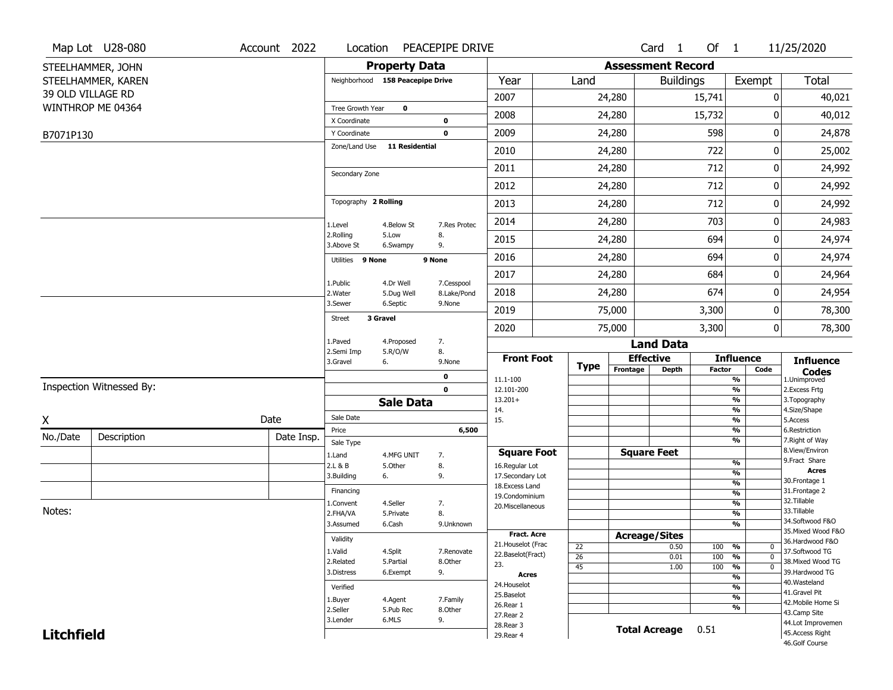Map Lot U28-080 | Account 2022 | Location PEACEPIPE DRIVE | Card 1 Of 1 | 11/25/2020

STEELHAMMER, JOHN
STEELHAMMER, KAREN
39 OLD VILLAGE RD
WINTHROP ME 04364

B7071P130

## Property Data

Neighborhood **158 Peacepipe Drive**

Tree Growth Year **0**
X Coordinate **0**
Y Coordinate **0**
Zone/Land Use **11 Residential**

Secondary Zone

Topography **2 Rolling**

1.Level 4.Below St 7.Res Protec
2.Rolling 5.Low 8.
3.Above St 6.Swampy 9.

Utilities **9 None** **9 None**

1.Public 4.Dr Well 7.Cesspool
2.Water 5.Dug Well 8.Lake/Pond
3.Sewer 6.Septic 9.None

Street **3 Gravel**

1.Paved 4.Proposed 7.
2.Semi Imp 5.R/O/W 8.
3.Gravel 6. 9.None

**0**
**0**

## Assessment Record

| Year | Land | Buildings | Exempt | Total |
|---|---|---|---|---|
| 2007 | 24,280 | 15,741 | 0 | 40,021 |
| 2008 | 24,280 | 15,732 | 0 | 40,012 |
| 2009 | 24,280 | 598 | 0 | 24,878 |
| 2010 | 24,280 | 722 | 0 | 25,002 |
| 2011 | 24,280 | 712 | 0 | 24,992 |
| 2012 | 24,280 | 712 | 0 | 24,992 |
| 2013 | 24,280 | 712 | 0 | 24,992 |
| 2014 | 24,280 | 703 | 0 | 24,983 |
| 2015 | 24,280 | 694 | 0 | 24,974 |
| 2016 | 24,280 | 694 | 0 | 24,974 |
| 2017 | 24,280 | 684 | 0 | 24,964 |
| 2018 | 24,280 | 674 | 0 | 24,954 |
| 2019 | 75,000 | 3,300 | 0 | 78,300 |
| 2020 | 75,000 | 3,300 | 0 | 78,300 |

Inspection Witnessed By:

X Date

| No./Date | Description | Date Insp. |
|---|---|---|
| | | |
| | | |
| | | |

Notes:

## Sale Data

Sale Date
Price **6,500**
Sale Type
1.Land 4.MFG UNIT 7.
2.L & B 5.Other 8.
3.Building 6. 9.

Financing
1.Convent 4.Seller 7.
2.FHA/VA 5.Private 8.
3.Assumed 6.Cash 9.Unknown

Validity
1.Valid 4.Split 7.Renovate
2.Related 5.Partial 8.Other
3.Distress 6.Exempt 9.

Verified
1.Buyer 4.Agent 7.Family
2.Seller 5.Pub Rec 8.Other
3.Lender 6.MLS 9.

## Land Data

**Front Foot**: 11.1-100, 12.101-200, 13.201+, 14., 15.

**Square Foot**: 16.Regular Lot, 17.Secondary Lot, 18.Excess Land, 19.Condominium, 20.Miscellaneous

**Fract. Acre**: 21.Houselot (Frac, 22.Baselot(Fract), 23.

**Acres**: 24.Houselot, 25.Baselot, 26.Rear 1, 27.Rear 2, 28.Rear 3, 29.Rear 4

**Acreage/Sites**

| Type | Acreage/Sites | Factor | Code |
|---|---|---|---|
| 22 | 0.50 | 100 % | 0 |
| 26 | 0.01 | 100 % | 0 |
| 45 | 1.00 | 100 % | 0 |

**Total Acreage** 0.51

**Influence Codes**
1.Unimproved
2.Excess Frtg
3.Topography
4.Size/Shape
5.Access
6.Restriction
7.Right of Way
8.View/Environ
9.Fract Share
**Acres**
30.Frontage 1
31.Frontage 2
32.Tillable
33.Tillable
34.Softwood F&O
35.Mixed Wood F&O
36.Hardwood F&O
37.Softwood TG
38.Mixed Wood TG
39.Hardwood TG
40.Wasteland
41.Gravel Pit
42.Mobile Home Si
43.Camp Site
44.Lot Improvemen
45.Access Right
46.Golf Course

**Litchfield**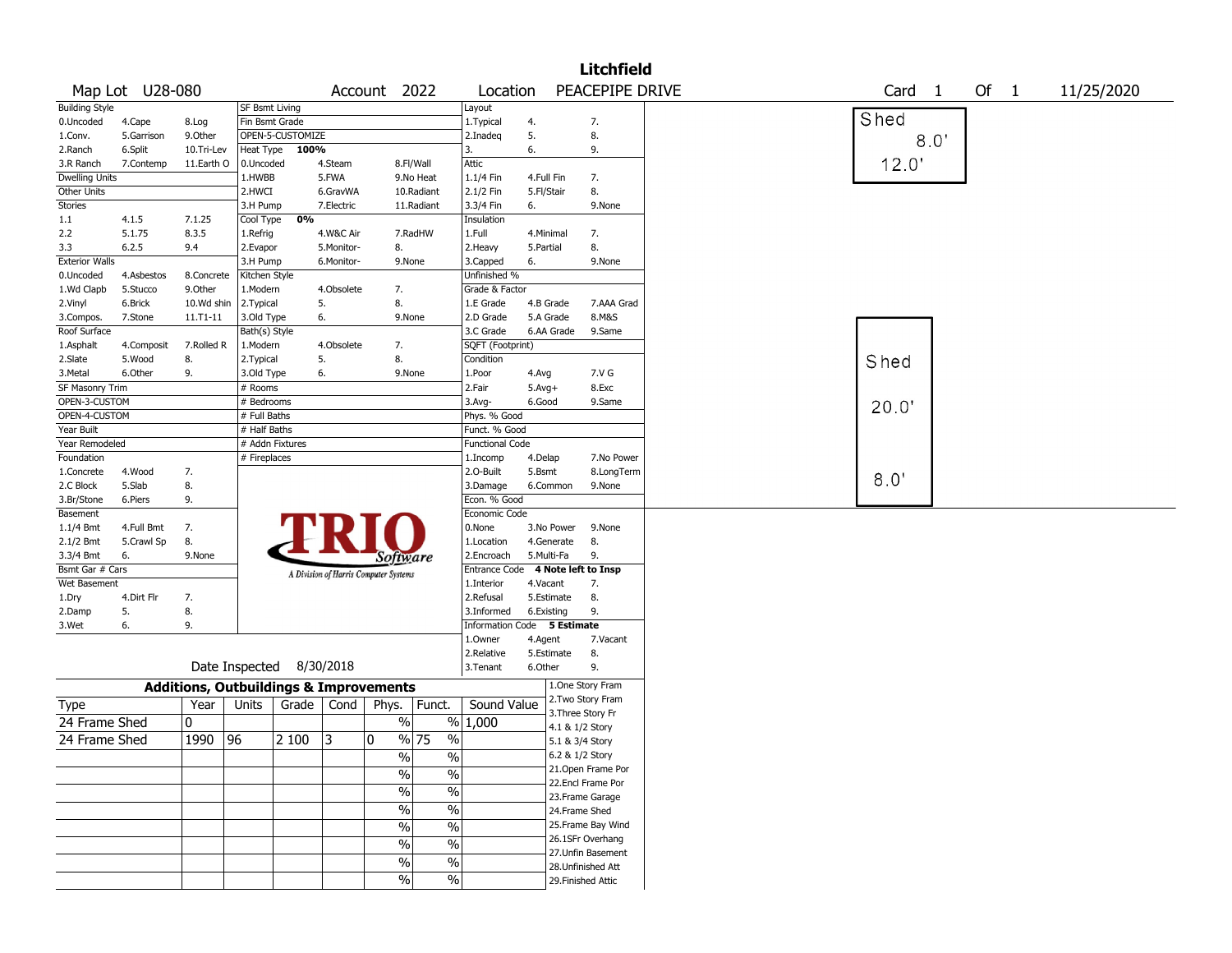# Litchfield

Map Lot U28-080 | Account 2022 | Location PEACEPIPE DRIVE | Card 1 Of 1 | 11/25/2020

| Building Style | | | SF Bsmt Living | | | Layout | | |
|---|---|---|---|---|---|---|---|---|
| 0.Uncoded | 4.Cape | 8.Log | Fin Bsmt Grade | | | 1.Typical | 4. | 7. |
| 1.Conv. | 5.Garrison | 9.Other | OPEN-5-CUSTOMIZE | | | 2.Inadeq | 5. | 8. |
| 2.Ranch | 6.Split | 10.Tri-Lev | Heat Type 100% | | | 3. | 6. | 9. |
| 3.R Ranch | 7.Contemp | 11.Earth O | 0.Uncoded | 4.Steam | 8.Fl/Wall | Attic | | |
| Dwelling Units | | | 1.HWBB | 5.FWA | 9.No Heat | 1.1/4 Fin | 4.Full Fin | 7. |
| Other Units | | | 2.HWCI | 6.GravWA | 10.Radiant | 2.1/2 Fin | 5.Fl/Stair | 8. |
| Stories | | | 3.H Pump | 7.Electric | 11.Radiant | 3.3/4 Fin | 6. | 9.None |
| 1.1 | 4.1.5 | 7.1.25 | Cool Type 0% | | | Insulation | | |
| 2.2 | 5.1.75 | 8.3.5 | 1.Refrig | 4.W&C Air | 7.RadHW | 1.Full | 4.Minimal | 7. |
| 3.3 | 6.2.5 | 9.4 | 2.Evapor | 5.Monitor- | 8. | 2.Heavy | 5.Partial | 8. |
| Exterior Walls | | | 3.H Pump | 6.Monitor- | 9.None | 3.Capped | 6. | 9.None |
| 0.Uncoded | 4.Asbestos | 8.Concrete | Kitchen Style | | | Unfinished % | | |
| 1.Wd Clapb | 5.Stucco | 9.Other | 1.Modern | 4.Obsolete | 7. | Grade & Factor | | |
| 2.Vinyl | 6.Brick | 10.Wd shin | 2.Typical | 5. | 8. | 1.E Grade | 4.B Grade | 7.AAA Grad |
| 3.Compos. | 7.Stone | 11.T1-11 | 3.Old Type | 6. | 9.None | 2.D Grade | 5.A Grade | 8.M&S |
| Roof Surface | | | Bath(s) Style | | | 3.C Grade | 6.AA Grade | 9.Same |
| 1.Asphalt | 4.Composit | 7.Rolled R | 1.Modern | 4.Obsolete | 7. | SQFT (Footprint) | | |
| 2.Slate | 5.Wood | 8. | 2.Typical | 5. | 8. | Condition | | |
| 3.Metal | 6.Other | 9. | 3.Old Type | 6. | 9.None | 1.Poor | 4.Avg | 7.V G |
| SF Masonry Trim | | | # Rooms | | | 2.Fair | 5.Avg+ | 8.Exc |
| OPEN-3-CUSTOM | | | # Bedrooms | | | 3.Avg- | 6.Good | 9.Same |
| OPEN-4-CUSTOM | | | # Full Baths | | | Phys. % Good | | |
| Year Built | | | # Half Baths | | | Funct. % Good | | |
| Year Remodeled | | | # Addn Fixtures | | | Functional Code | | |
| Foundation | | | # Fireplaces | | | 1.Incomp | 4.Delap | 7.No Power |
| 1.Concrete | 4.Wood | 7. | | | | 2.O-Built | 5.Bsmt | 8.LongTerm |
| 2.C Block | 5.Slab | 8. | | | | 3.Damage | 6.Common | 9.None |
| 3.Br/Stone | 6.Piers | 9. | | | | Econ. % Good | | |
| Basement | | | | | | Economic Code | | |
| 1.1/4 Bmt | 4.Full Bmt | 7. | | | | 0.None | 3.No Power | 9.None |
| 2.1/2 Bmt | 5.Crawl Sp | 8. | | | | 1.Location | 4.Generate | 8. |
| 3.3/4 Bmt | 6. | 9.None | | | | 2.Encroach | 5.Multi-Fa | 9. |
| Bsmt Gar # Cars | | | | | | Entrance Code 4 Note left to Insp | | |
| Wet Basement | | | | | | 1.Interior | 4.Vacant | 7. |
| 1.Dry | 4.Dirt Flr | 7. | | | | 2.Refusal | 5.Estimate | 8. |
| 2.Damp | 5. | 8. | | | | 3.Informed | 6.Existing | 9. |
| 3.Wet | 6. | 9. | | | | Information Code 5 Estimate | | |
| | | | | | | 1.Owner | 4.Agent | 7.Vacant |
| | | | | | | 2.Relative | 5.Estimate | 8. |
| | | | Date Inspected 8/30/2018 | | | 3.Tenant | 6.Other | 9. |

TRIO Software — A Division of Harris Computer Systems

## Additions, Outbuildings & Improvements

| Type | Year | Units | Grade | Cond | Phys. | Funct. | Sound Value |
|---|---|---|---|---|---|---|---|
| 24 Frame Shed | 0 | | | | % | % | 1,000 |
| 24 Frame Shed | 1990 | 96 | 2 100 | 3 | 0 % | 75 % | |
| | | | | | % | % | |
| | | | | | % | % | |
| | | | | | % | % | |
| | | | | | % | % | |
| | | | | | % | % | |
| | | | | | % | % | |
| | | | | | % | % | |
| | | | | | % | % | |

1.One Story Fram
2.Two Story Fram
3.Three Story Fr
4.1 & 1/2 Story
5.1 & 3/4 Story
6.2 & 1/2 Story
21.Open Frame Por
22.Encl Frame Por
23.Frame Garage
24.Frame Shed
25.Frame Bay Wind
26.1SFr Overhang
27.Unfin Basement
28.Unfinished Att
29.Finished Attic

Shed 8.0' 12.0'

Shed 20.0' 8.0'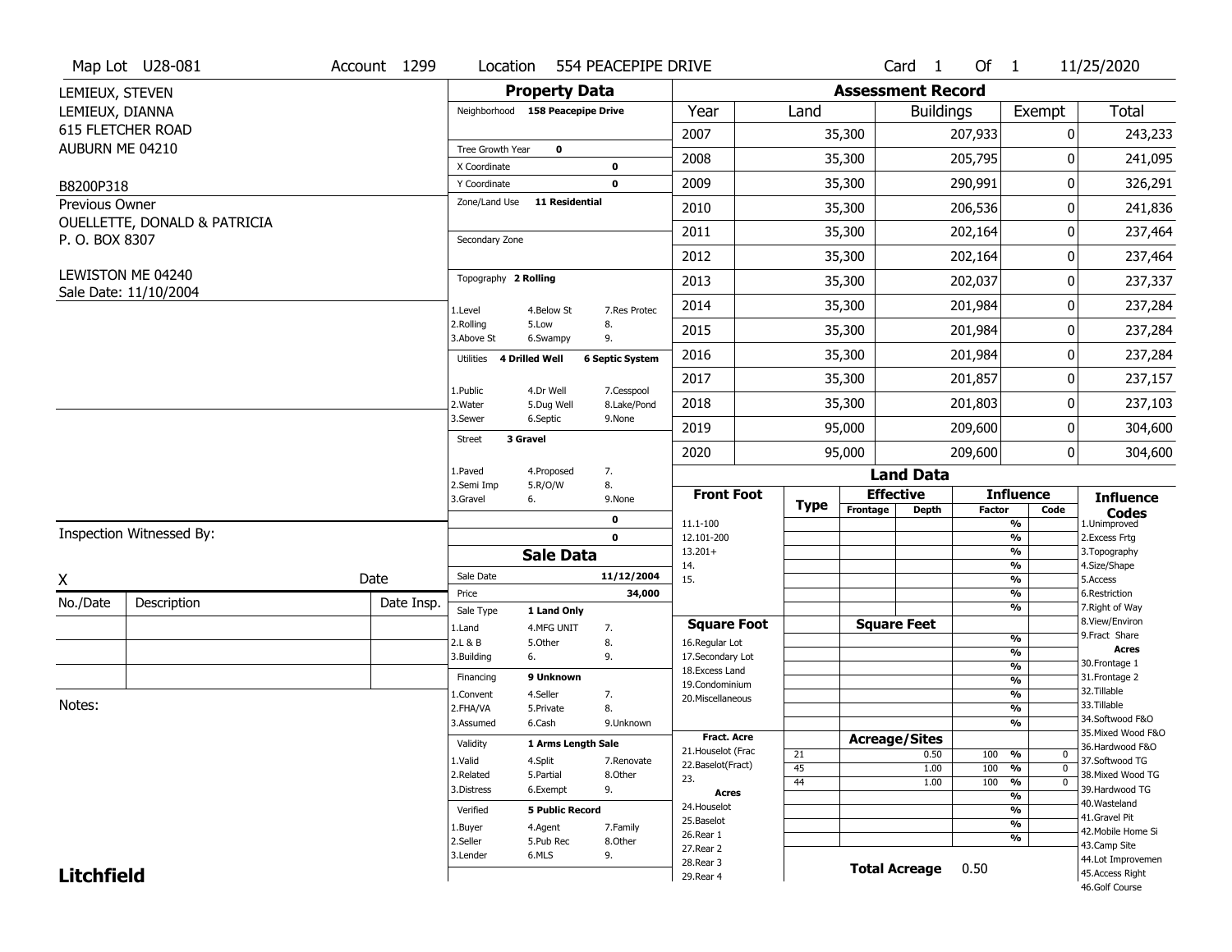Map Lot U28-081 | Account 1299 | Location 554 PEACEPIPE DRIVE | Card 1 Of 1 | 11/25/2020

LEMIEUX, STEVEN
LEMIEUX, DIANNA
615 FLETCHER ROAD
AUBURN ME 04210

B8200P318

Previous Owner
OUELLETTE, DONALD & PATRICIA
P. O. BOX 8307

LEWISTON ME 04240
Sale Date: 11/10/2004

## Property Data

- Neighborhood: 158 Peacepipe Drive
- Tree Growth Year: 0
- X Coordinate: 0
- Y Coordinate: 0
- Zone/Land Use: 11 Residential
- Secondary Zone:
- Topography: 2 Rolling
  - 1.Level 4.Below St 7.Res Protec
  - 2.Rolling 5.Low 8.
  - 3.Above St 6.Swampy 9.
- Utilities: 4 Drilled Well, 6 Septic System
  - 1.Public 4.Dr Well 7.Cesspool
  - 2.Water 5.Dug Well 8.Lake/Pond
  - 3.Sewer 6.Septic 9.None
- Street: 3 Gravel
  - 1.Paved 4.Proposed 7.
  - 2.Semi Imp 5.R/O/W 8.
  - 3.Gravel 6. 9.None
- 0
- 0

## Sale Data

- Sale Date: 11/12/2004
- Price: 34,000
- Sale Type: 1 Land Only
  - 1.Land 4.MFG UNIT 7.
  - 2.L & B 5.Other 8.
  - 3.Building 6. 9.
- Financing: 9 Unknown
  - 1.Convent 4.Seller 7.
  - 2.FHA/VA 5.Private 8.
  - 3.Assumed 6.Cash 9.Unknown
- Validity: 1 Arms Length Sale
  - 1.Valid 4.Split 7.Renovate
  - 2.Related 5.Partial 8.Other
  - 3.Distress 6.Exempt 9.
- Verified: 5 Public Record
  - 1.Buyer 4.Agent 7.Family
  - 2.Seller 5.Pub Rec 8.Other
  - 3.Lender 6.MLS 9.

Inspection Witnessed By:

X ____________________ Date

| No./Date | Description | Date Insp. |
|---|---|---|
| | | |
| | | |
| | | |

Notes:

## Assessment Record

| Year | Land | Buildings | Exempt | Total |
|---|---|---|---|---|
| 2007 | 35,300 | 207,933 | 0 | 243,233 |
| 2008 | 35,300 | 205,795 | 0 | 241,095 |
| 2009 | 35,300 | 290,991 | 0 | 326,291 |
| 2010 | 35,300 | 206,536 | 0 | 241,836 |
| 2011 | 35,300 | 202,164 | 0 | 237,464 |
| 2012 | 35,300 | 202,164 | 0 | 237,464 |
| 2013 | 35,300 | 202,037 | 0 | 237,337 |
| 2014 | 35,300 | 201,984 | 0 | 237,284 |
| 2015 | 35,300 | 201,984 | 0 | 237,284 |
| 2016 | 35,300 | 201,984 | 0 | 237,284 |
| 2017 | 35,300 | 201,857 | 0 | 237,157 |
| 2018 | 35,300 | 201,803 | 0 | 237,103 |
| 2019 | 95,000 | 209,600 | 0 | 304,600 |
| 2020 | 95,000 | 209,600 | 0 | 304,600 |

## Land Data

| Front Foot | Type | Effective Frontage | Effective Depth | Influence Factor | Influence Code |
|---|---|---|---|---|---|
| 11.1-100 | | | | % | |
| 12.101-200 | | | | % | |
| 13.201+ | | | | % | |
| 14. | | | | % | |
| 15. | | | | % | |
| | | | | % | |
| | | | | % | |

| Square Foot | Square Feet | Influence Factor | Influence Code |
|---|---|---|---|
| 16.Regular Lot | | % | |
| 17.Secondary Lot | | % | |
| 18.Excess Land | | % | |
| 19.Condominium | | % | |
| 20.Miscellaneous | | % | |
| | | % | |
| | | % | |

| Fract. Acre / Acres | Type | Acreage/Sites | Influence Factor | Influence Code |
|---|---|---|---|---|
| 21.Houselot (Frac | 21 | 0.50 | 100 % | 0 |
| 22.Baselot(Fract) | 45 | 1.00 | 100 % | 0 |
| 23. | 44 | 1.00 | 100 % | 0 |
| 24.Houselot | | | % | |
| 25.Baselot | | | % | |
| 26.Rear 1 | | | % | |
| 27.Rear 2 | | | % | |
| 28.Rear 3 | | | | |
| 29.Rear 4 | | | | |

Total Acreage 0.50

### Influence Codes

1.Unimproved
2.Excess Frtg
3.Topography
4.Size/Shape
5.Access
6.Restriction
7.Right of Way
8.View/Environ
9.Fract Share

**Acres**

30.Frontage 1
31.Frontage 2
32.Tillable
33.Tillable
34.Softwood F&O
35.Mixed Wood F&O
36.Hardwood F&O
37.Softwood TG
38.Mixed Wood TG
39.Hardwood TG
40.Wasteland
41.Gravel Pit
42.Mobile Home Si
43.Camp Site
44.Lot Improvemen
45.Access Right
46.Golf Course

**Litchfield**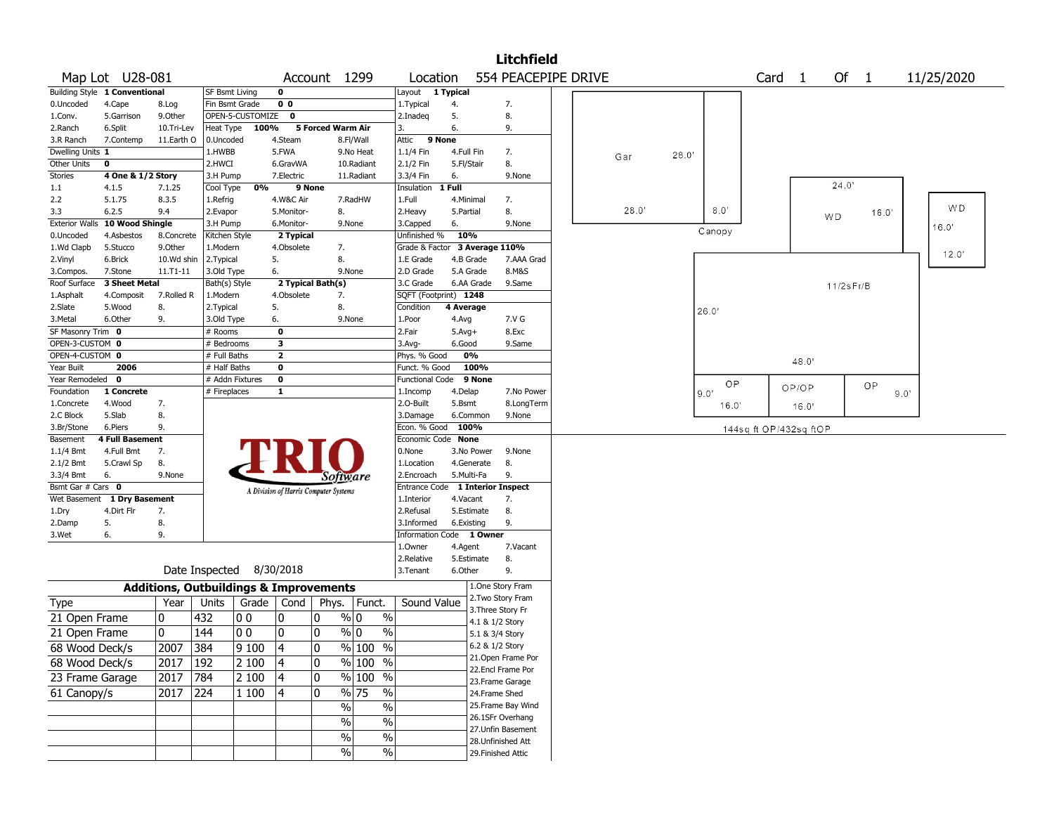# Litchfield

**Map Lot** U28-081 **Account** 1299 **Location** 554 PEACEPIPE DRIVE **Card** 1 **Of** 1 11/25/2020

| Building Style | 1 Conventional | | SF Bsmt Living | 0 | | Layout | 1 Typical | |
|---|---|---|---|---|---|---|---|---|
| 0.Uncoded | 4.Cape | 8.Log | Fin Bsmt Grade | 0 0 | | 1.Typical | 4. | 7. |
| 1.Conv. | 5.Garrison | 9.Other | OPEN-5-CUSTOMIZE | 0 | | 2.Inadeq | 5. | 8. |
| 2.Ranch | 6.Split | 10.Tri-Lev | Heat Type | 100% | 5 Forced Warm Air | 3. | 6. | 9. |
| 3.R Ranch | 7.Contemp | 11.Earth O | 0.Uncoded | 4.Steam | 8.Fl/Wall | Attic | 9 None | |
| Dwelling Units | 1 | | 1.HWBB | 5.FWA | 9.No Heat | 1.1/4 Fin | 4.Full Fin | 7. |
| Other Units | 0 | | 2.HWCI | 6.GravWA | 10.Radiant | 2.1/2 Fin | 5.Fl/Stair | 8. |
| Stories | 4 One & 1/2 Story | | 3.H Pump | 7.Electric | 11.Radiant | 3.3/4 Fin | 6. | 9.None |
| 1.1 | 4.1.5 | 7.1.25 | Cool Type | 0% | 9 None | Insulation | 1 Full | |
| 2.2 | 5.1.75 | 8.3.5 | 1.Refrig | 4.W&C Air | 7.RadHW | 1.Full | 4.Minimal | 7. |
| 3.3 | 6.2.5 | 9.4 | 2.Evapor | 5.Monitor- | 8. | 2.Heavy | 5.Partial | 8. |
| Exterior Walls | 10 Wood Shingle | | 3.H Pump | 6.Monitor- | 9.None | 3.Capped | 6. | 9.None |
| 0.Uncoded | 4.Asbestos | 8.Concrete | Kitchen Style | 2 Typical | | Unfinished % | 10% | |
| 1.Wd Clapb | 5.Stucco | 9.Other | 1.Modern | 4.Obsolete | 7. | Grade & Factor | 3 Average 110% | |
| 2.Vinyl | 6.Brick | 10.Wd shin | 2.Typical | 5. | 8. | 1.E Grade | 4.B Grade | 7.AAA Grad |
| 3.Compos. | 7.Stone | 11.T1-11 | 3.Old Type | 6. | 9.None | 2.D Grade | 5.A Grade | 8.M&S |
| Roof Surface | 3 Sheet Metal | | Bath(s) Style | 2 Typical Bath(s) | | 3.C Grade | 6.AA Grade | 9.Same |
| 1.Asphalt | 4.Composit | 7.Rolled R | 1.Modern | 4.Obsolete | 7. | SQFT (Footprint) | 1248 | |
| 2.Slate | 5.Wood | 8. | 2.Typical | 5. | 8. | Condition | 4 Average | |
| 3.Metal | 6.Other | 9. | 3.Old Type | 6. | 9.None | 1.Poor | 4.Avg | 7.V G |
| SF Masonry Trim | 0 | | # Rooms | 0 | | 2.Fair | 5.Avg+ | 8.Exc |
| OPEN-3-CUSTOM | 0 | | # Bedrooms | 3 | | 3.Avg- | 6.Good | 9.Same |
| OPEN-4-CUSTOM | 0 | | # Full Baths | 2 | | Phys. % Good | 0% | |
| Year Built | 2006 | | # Half Baths | 0 | | Funct. % Good | 100% | |
| Year Remodeled | 0 | | # Addn Fixtures | 0 | | Functional Code | 9 None | |
| Foundation | 1 Concrete | | # Fireplaces | 1 | | 1.Incomp | 4.Delap | 7.No Power |
| 1.Concrete | 4.Wood | 7. | | | | 2.O-Built | 5.Bsmt | 8.LongTerm |
| 2.C Block | 5.Slab | 8. | | | | 3.Damage | 6.Common | 9.None |
| 3.Br/Stone | 6.Piers | 9. | | | | Econ. % Good | 100% | |
| Basement | 4 Full Basement | | | | | Economic Code | None | |
| 1.1/4 Bmt | 4.Full Bmt | 7. | | | | 0.None | 3.No Power | 9.None |
| 2.1/2 Bmt | 5.Crawl Sp | 8. | | | | 1.Location | 4.Generate | 8. |
| 3.3/4 Bmt | 6. | 9.None | | | | 2.Encroach | 5.Multi-Fa | 9. |
| Bsmt Gar # Cars | 0 | | | | | Entrance Code | 1 Interior Inspect | |
| Wet Basement | 1 Dry Basement | | | | | 1.Interior | 4.Vacant | 7. |
| 1.Dry | 4.Dirt Flr | 7. | | | | 2.Refusal | 5.Estimate | 8. |
| 2.Damp | 5. | 8. | | | | 3.Informed | 6.Existing | 9. |
| 3.Wet | 6. | 9. | | | | Information Code | 1 Owner | |
| | | | | | | 1.Owner | 4.Agent | 7.Vacant |
| | | | | | | 2.Relative | 5.Estimate | 8. |
| Date Inspected | 8/30/2018 | | | | | 3.Tenant | 6.Other | 9. |

TRIO Software — A Division of Harris Computer Systems

## Additions, Outbuildings & Improvements

| Type | Year | Units | Grade | Cond | Phys. | Funct. | Sound Value |
|---|---|---|---|---|---|---|---|
| 21 Open Frame | 0 | 432 | 0 0 | 0 | 0 % | 0 % | |
| 21 Open Frame | 0 | 144 | 0 0 | 0 | 0 % | 0 % | |
| 68 Wood Deck/s | 2007 | 384 | 9 100 | 4 | 0 % | 100 % | |
| 68 Wood Deck/s | 2017 | 192 | 2 100 | 4 | 0 % | 100 % | |
| 23 Frame Garage | 2017 | 784 | 2 100 | 4 | 0 % | 100 % | |
| 61 Canopy/s | 2017 | 224 | 1 100 | 4 | 0 % | 75 % | |
| | | | | | % | % | |
| | | | | | % | % | |
| | | | | | % | % | |
| | | | | | % | % | |

1.One Story Fram
2.Two Story Fram
3.Three Story Fr
4.1 & 1/2 Story
5.1 & 3/4 Story
6.2 & 1/2 Story
21.Open Frame Por
22.Encl Frame Por
23.Frame Garage
24.Frame Shed
25.Frame Bay Wind
26.1SFr Overhang
27.Unfin Basement
28.Unfinished Att
29.Finished Attic

Sketch labels: Gar 28.0' × 28.0'; Canopy 8.0' × 28.0'; WD 24.0' × 16.0'; WD 16.0' × 12.0'; 11/2sFr/B 48.0' × 26.0'; OP 9.0' × 16.0'; OP/OP 16.0'; OP 9.0'; 144sq ft OP/432sq ftOP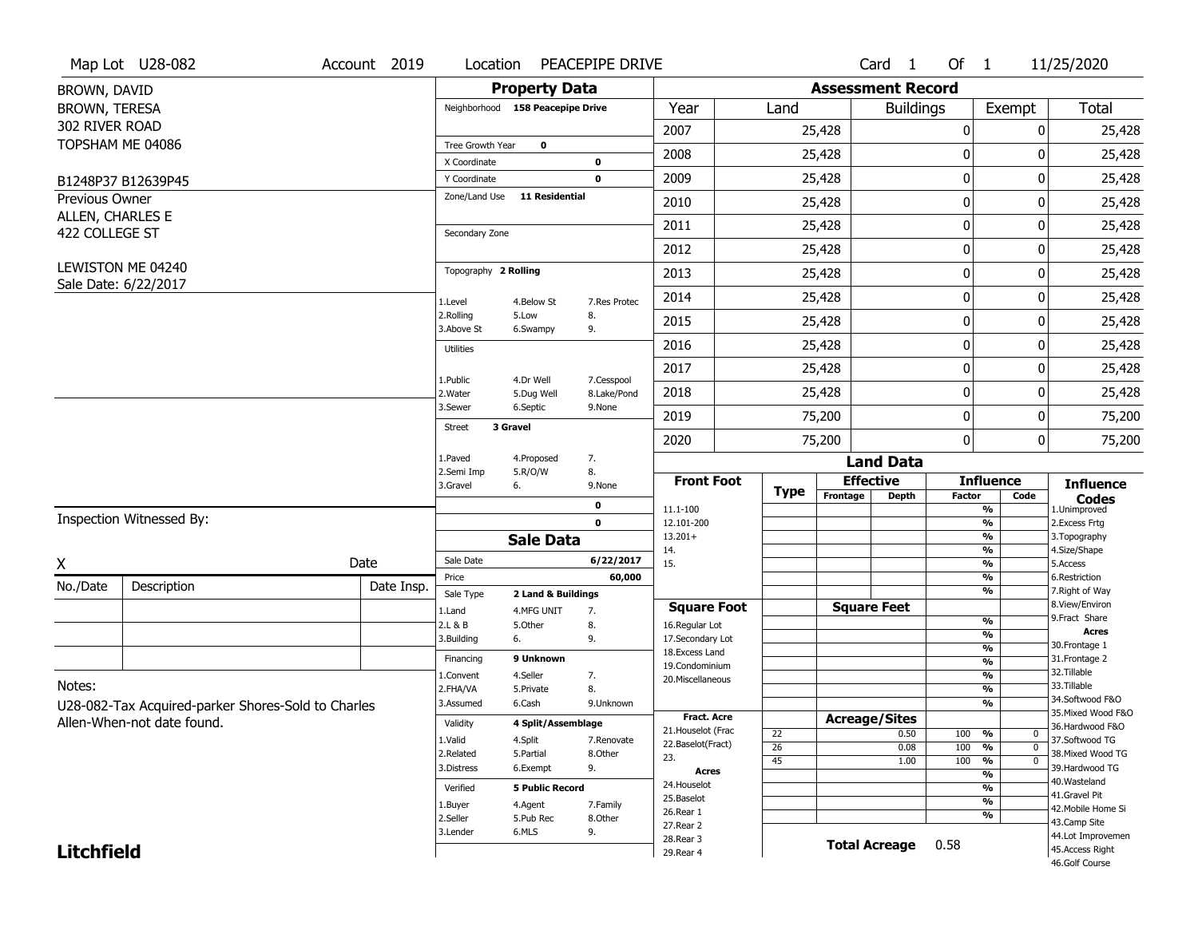Map Lot U28-082 | Account 2019 | Location PEACEPIPE DRIVE | Card 1 Of 1 | 11/25/2020

BROWN, DAVID
BROWN, TERESA
302 RIVER ROAD
TOPSHAM ME 04086

B1248P37 B12639P45

Previous Owner
ALLEN, CHARLES E
422 COLLEGE ST

LEWISTON ME 04240
Sale Date: 6/22/2017

## Property Data

- Neighborhood: 158 Peacepipe Drive
- Tree Growth Year: 0
- X Coordinate: 0
- Y Coordinate: 0
- Zone/Land Use: 11 Residential
- Secondary Zone:
- Topography: 2 Rolling
  - 1.Level 4.Below St 7.Res Protec
  - 2.Rolling 5.Low 8.
  - 3.Above St 6.Swampy 9.
- Utilities:
  - 1.Public 4.Dr Well 7.Cesspool
  - 2.Water 5.Dug Well 8.Lake/Pond
  - 3.Sewer 6.Septic 9.None
- Street: 3 Gravel
  - 1.Paved 4.Proposed 7.
  - 2.Semi Imp 5.R/O/W 8.
  - 3.Gravel 6. 9.None
- 0
- 0

## Sale Data

- Sale Date: 6/22/2017
- Price: 60,000
- Sale Type: 2 Land & Buildings
  - 1.Land 4.MFG UNIT 7.
  - 2.L & B 5.Other 8.
  - 3.Building 6. 9.
- Financing: 9 Unknown
  - 1.Convent 4.Seller 7.
  - 2.FHA/VA 5.Private 8.
  - 3.Assumed 6.Cash 9.Unknown
- Validity: 4 Split/Assemblage
  - 1.Valid 4.Split 7.Renovate
  - 2.Related 5.Partial 8.Other
  - 3.Distress 6.Exempt 9.
- Verified: 5 Public Record
  - 1.Buyer 4.Agent 7.Family
  - 2.Seller 5.Pub Rec 8.Other
  - 3.Lender 6.MLS 9.

## Assessment Record

| Year | Land | Buildings | Exempt | Total |
|---|---|---|---|---|
| 2007 | 25,428 | 0 | 0 | 25,428 |
| 2008 | 25,428 | 0 | 0 | 25,428 |
| 2009 | 25,428 | 0 | 0 | 25,428 |
| 2010 | 25,428 | 0 | 0 | 25,428 |
| 2011 | 25,428 | 0 | 0 | 25,428 |
| 2012 | 25,428 | 0 | 0 | 25,428 |
| 2013 | 25,428 | 0 | 0 | 25,428 |
| 2014 | 25,428 | 0 | 0 | 25,428 |
| 2015 | 25,428 | 0 | 0 | 25,428 |
| 2016 | 25,428 | 0 | 0 | 25,428 |
| 2017 | 25,428 | 0 | 0 | 25,428 |
| 2018 | 25,428 | 0 | 0 | 25,428 |
| 2019 | 75,200 | 0 | 0 | 75,200 |
| 2020 | 75,200 | 0 | 0 | 75,200 |

## Land Data

| Type | Effective Frontage | Effective Depth | Influence Factor | Influence Code |
|---|---|---|---|---|
| 22 | | 0.50 | 100 % | 0 |
| 26 | | 0.08 | 100 % | 0 |
| 45 | | 1.00 | 100 % | 0 |

Front Foot: 11.1-100, 12.101-200, 13.201+, 14., 15.

Square Foot: 16.Regular Lot, 17.Secondary Lot, 18.Excess Land, 19.Condominium, 20.Miscellaneous

Fract. Acre: 21.Houselot (Frac, 22.Baselot(Fract), 23.

Acres: 24.Houselot, 25.Baselot, 26.Rear 1, 27.Rear 2, 28.Rear 3, 29.Rear 4

**Total Acreage** 0.58

Influence Codes: 1.Unimproved, 2.Excess Frtg, 3.Topography, 4.Size/Shape, 5.Access, 6.Restriction, 7.Right of Way, 8.View/Environ, 9.Fract Share

Acres: 30.Frontage 1, 31.Frontage 2, 32.Tillable, 33.Tillable, 34.Softwood F&O, 35.Mixed Wood F&O, 36.Hardwood F&O, 37.Softwood TG, 38.Mixed Wood TG, 39.Hardwood TG, 40.Wasteland, 41.Gravel Pit, 42.Mobile Home Si, 43.Camp Site, 44.Lot Improvemen, 45.Access Right, 46.Golf Course

Inspection Witnessed By:

X ______ Date

| No./Date | Description | Date Insp. |
|---|---|---|
| | | |
| | | |
| | | |

Notes:
U28-082-Tax Acquired-parker Shores-Sold to Charles Allen-When-not date found.

**Litchfield**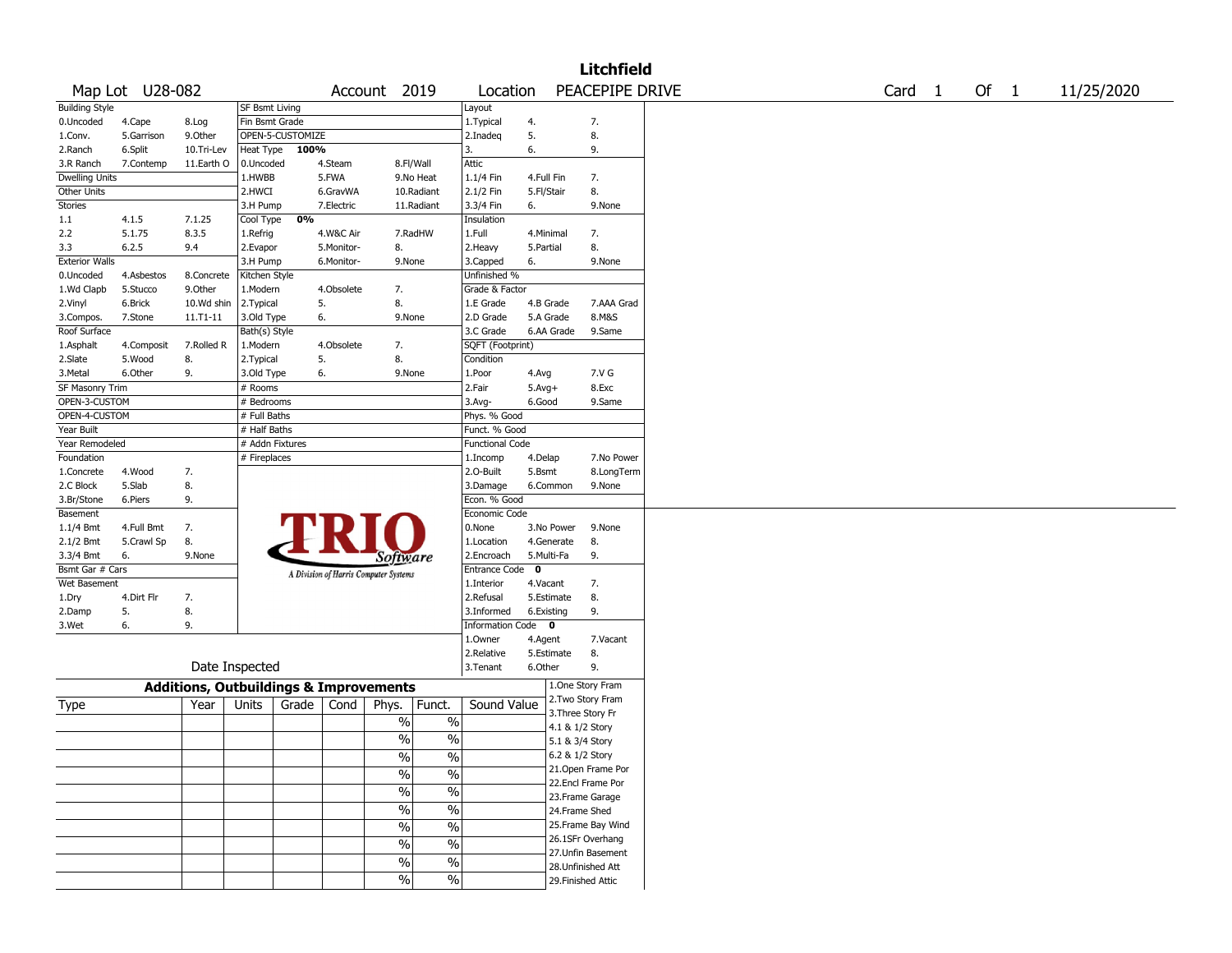# Litchfield

Map Lot U28-082 | Account 2019 | Location PEACEPIPE DRIVE | Card 1 Of 1 | 11/25/2020

| Building Style | | | SF Bsmt Living | | | Layout | | |
|---|---|---|---|---|---|---|---|---|
| 0.Uncoded | 4.Cape | 8.Log | Fin Bsmt Grade | | | 1.Typical | 4. | 7. |
| 1.Conv. | 5.Garrison | 9.Other | OPEN-5-CUSTOMIZE | | | 2.Inadeq | 5. | 8. |
| 2.Ranch | 6.Split | 10.Tri-Lev | Heat Type 100% | | | 3. | 6. | 9. |
| 3.R Ranch | 7.Contemp | 11.Earth O | 0.Uncoded | 4.Steam | 8.Fl/Wall | Attic | | |
| Dwelling Units | | | 1.HWBB | 5.FWA | 9.No Heat | 1.1/4 Fin | 4.Full Fin | 7. |
| Other Units | | | 2.HWCI | 6.GravWA | 10.Radiant | 2.1/2 Fin | 5.Fl/Stair | 8. |
| Stories | | | 3.H Pump | 7.Electric | 11.Radiant | 3.3/4 Fin | 6. | 9.None |
| 1.1 | 4.1.5 | 7.1.25 | Cool Type 0% | | | Insulation | | |
| 2.2 | 5.1.75 | 8.3.5 | 1.Refrig | 4.W&C Air | 7.RadHW | 1.Full | 4.Minimal | 7. |
| 3.3 | 6.2.5 | 9.4 | 2.Evapor | 5.Monitor- | 8. | 2.Heavy | 5.Partial | 8. |
| Exterior Walls | | | 3.H Pump | 6.Monitor- | 9.None | 3.Capped | 6. | 9.None |
| 0.Uncoded | 4.Asbestos | 8.Concrete | Kitchen Style | | | Unfinished % | | |
| 1.Wd Clapb | 5.Stucco | 9.Other | 1.Modern | 4.Obsolete | 7. | Grade & Factor | | |
| 2.Vinyl | 6.Brick | 10.Wd shin | 2.Typical | 5. | 8. | 1.E Grade | 4.B Grade | 7.AAA Grad |
| 3.Compos. | 7.Stone | 11.T1-11 | 3.Old Type | 6. | 9.None | 2.D Grade | 5.A Grade | 8.M&S |
| Roof Surface | | | Bath(s) Style | | | 3.C Grade | 6.AA Grade | 9.Same |
| 1.Asphalt | 4.Composit | 7.Rolled R | 1.Modern | 4.Obsolete | 7. | SQFT (Footprint) | | |
| 2.Slate | 5.Wood | 8. | 2.Typical | 5. | 8. | Condition | | |
| 3.Metal | 6.Other | 9. | 3.Old Type | 6. | 9.None | 1.Poor | 4.Avg | 7.V G |
| SF Masonry Trim | | | # Rooms | | | 2.Fair | 5.Avg+ | 8.Exc |
| OPEN-3-CUSTOM | | | # Bedrooms | | | 3.Avg- | 6.Good | 9.Same |
| OPEN-4-CUSTOM | | | # Full Baths | | | Phys. % Good | | |
| Year Built | | | # Half Baths | | | Funct. % Good | | |
| Year Remodeled | | | # Addn Fixtures | | | Functional Code | | |
| Foundation | | | # Fireplaces | | | 1.Incomp | 4.Delap | 7.No Power |
| 1.Concrete | 4.Wood | 7. | | | | 2.O-Built | 5.Bsmt | 8.LongTerm |
| 2.C Block | 5.Slab | 8. | | | | 3.Damage | 6.Common | 9.None |
| 3.Br/Stone | 6.Piers | 9. | | | | Econ. % Good | | |
| Basement | | | | | | Economic Code | | |
| 1.1/4 Bmt | 4.Full Bmt | 7. | | | | 0.None | 3.No Power | 9.None |
| 2.1/2 Bmt | 5.Crawl Sp | 8. | | | | 1.Location | 4.Generate | 8. |
| 3.3/4 Bmt | 6. | 9.None | | | | 2.Encroach | 5.Multi-Fa | 9. |
| Bsmt Gar # Cars | | | | | | Entrance Code 0 | | |
| Wet Basement | | | | | | 1.Interior | 4.Vacant | 7. |
| 1.Dry | 4.Dirt Flr | 7. | | | | 2.Refusal | 5.Estimate | 8. |
| 2.Damp | 5. | 8. | | | | 3.Informed | 6.Existing | 9. |
| 3.Wet | 6. | 9. | | | | Information Code 0 | | |
| | | | | | | 1.Owner | 4.Agent | 7.Vacant |
| | | | | | | 2.Relative | 5.Estimate | 8. |
| Date Inspected | | | | | | 3.Tenant | 6.Other | 9. |

TRIO Software — A Division of Harris Computer Systems

## Additions, Outbuildings & Improvements

| Type | Year | Units | Grade | Cond | Phys. | Funct. | Sound Value |
|---|---|---|---|---|---|---|---|
| | | | | | % | % | |
| | | | | | % | % | |
| | | | | | % | % | |
| | | | | | % | % | |
| | | | | | % | % | |
| | | | | | % | % | |
| | | | | | % | % | |
| | | | | | % | % | |
| | | | | | % | % | |
| | | | | | % | % | |

1.One Story Fram
2.Two Story Fram
3.Three Story Fr
4.1 & 1/2 Story
5.1 & 3/4 Story
6.2 & 1/2 Story
21.Open Frame Por
22.Encl Frame Por
23.Frame Garage
24.Frame Shed
25.Frame Bay Wind
26.1SFr Overhang
27.Unfin Basement
28.Unfinished Att
29.Finished Attic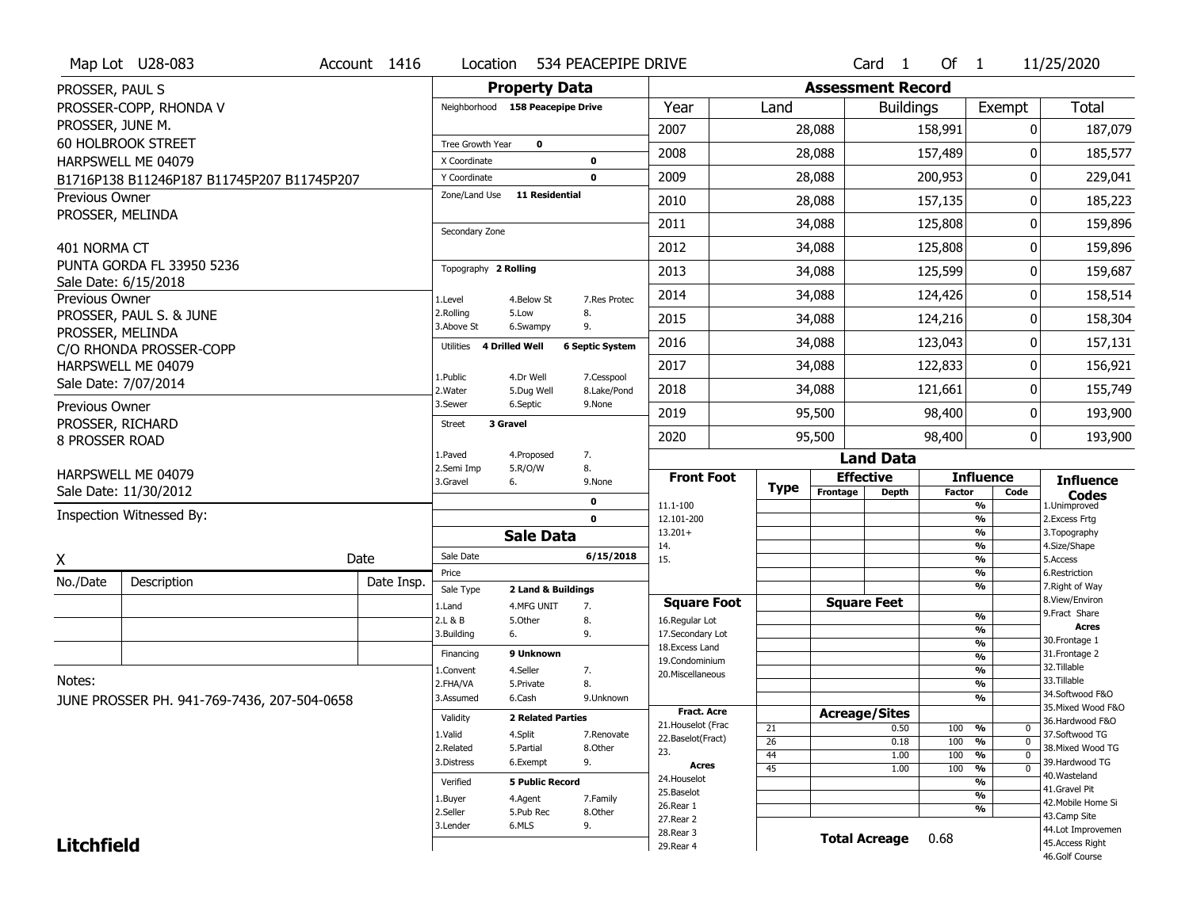Map Lot U28-083 | Account 1416 | Location 534 PEACEPIPE DRIVE | Card 1 Of 1 | 11/25/2020

PROSSER, PAUL S
PROSSER-COPP, RHONDA V
PROSSER, JUNE M.
60 HOLBROOK STREET
HARPSWELL ME 04079
B1716P138 B11246P187 B11745P207 B11745P207

Previous Owner
PROSSER, MELINDA

401 NORMA CT
PUNTA GORDA FL 33950 5236
Sale Date: 6/15/2018

Previous Owner
PROSSER, PAUL S. & JUNE
PROSSER, MELINDA
C/O RHONDA PROSSER-COPP
HARPSWELL ME 04079
Sale Date: 7/07/2014

Previous Owner
PROSSER, RICHARD
8 PROSSER ROAD

HARPSWELL ME 04079
Sale Date: 11/30/2012

Inspection Witnessed By:

X ____________________ Date

| No./Date | Description | Date Insp. |
|---|---|---|
| | | |
| | | |
| | | |

Notes:
JUNE PROSSER PH. 941-769-7436, 207-504-0658

## Property Data

Neighborhood **158 Peacepipe Drive**

Tree Growth Year **0**
X Coordinate **0**
Y Coordinate **0**
Zone/Land Use **11 Residential**

Secondary Zone

Topography **2 Rolling**
1.Level 4.Below St 7.Res Protec
2.Rolling 5.Low 8.
3.Above St 6.Swampy 9.

Utilities **4 Drilled Well** **6 Septic System**
1.Public 4.Dr Well 7.Cesspool
2.Water 5.Dug Well 8.Lake/Pond
3.Sewer 6.Septic 9.None

Street **3 Gravel**
1.Paved 4.Proposed 7.
2.Semi Imp 5.R/O/W 8.
3.Gravel 6. 9.None

**0**
**0**

## Sale Data

Sale Date **6/15/2018**
Price
Sale Type **2 Land & Buildings**
1.Land 4.MFG UNIT 7.
2.L & B 5.Other 8.
3.Building 6. 9.

Financing **9 Unknown**
1.Convent 4.Seller 7.
2.FHA/VA 5.Private 8.
3.Assumed 6.Cash 9.Unknown

Validity **2 Related Parties**
1.Valid 4.Split 7.Renovate
2.Related 5.Partial 8.Other
3.Distress 6.Exempt 9.

Verified **5 Public Record**
1.Buyer 4.Agent 7.Family
2.Seller 5.Pub Rec 8.Other
3.Lender 6.MLS 9.

## Assessment Record

| Year | Land | Buildings | Exempt | Total |
|---|---|---|---|---|
| 2007 | 28,088 | 158,991 | 0 | 187,079 |
| 2008 | 28,088 | 157,489 | 0 | 185,577 |
| 2009 | 28,088 | 200,953 | 0 | 229,041 |
| 2010 | 28,088 | 157,135 | 0 | 185,223 |
| 2011 | 34,088 | 125,808 | 0 | 159,896 |
| 2012 | 34,088 | 125,808 | 0 | 159,896 |
| 2013 | 34,088 | 125,599 | 0 | 159,687 |
| 2014 | 34,088 | 124,426 | 0 | 158,514 |
| 2015 | 34,088 | 124,216 | 0 | 158,304 |
| 2016 | 34,088 | 123,043 | 0 | 157,131 |
| 2017 | 34,088 | 122,833 | 0 | 156,921 |
| 2018 | 34,088 | 121,661 | 0 | 155,749 |
| 2019 | 95,500 | 98,400 | 0 | 193,900 |
| 2020 | 95,500 | 98,400 | 0 | 193,900 |

## Land Data

| Front Foot | Type | Effective Frontage | Effective Depth | Influence Factor | Influence Code |
|---|---|---|---|---|---|
| 11.1-100 | | | | % | |
| 12.101-200 | | | | % | |
| 13.201+ | | | | % | |
| 14. | | | | % | |
| 15. | | | | % | |
| | | | | % | |

| Square Foot | Type | Square Feet | | Influence Factor | Influence Code |
|---|---|---|---|---|---|
| 16.Regular Lot | | | | % | |
| 17.Secondary Lot | | | | % | |
| 18.Excess Land | | | | % | |
| 19.Condominium | | | | % | |
| 20.Miscellaneous | | | | % | |
| | | | | % | |
| | | | | % | |

| Fract. Acre | Type | Acreage/Sites | Influence Factor | Influence Code |
|---|---|---|---|---|
| 21.Houselot (Frac | 21 | 0.50 | 100 % | 0 |
| 22.Baselot(Fract) | 26 | 0.18 | 100 % | 0 |
| 23. | 44 | 1.00 | 100 % | 0 |
| **Acres** | 45 | 1.00 | 100 % | 0 |
| 24.Houselot | | | % | |
| 25.Baselot | | | % | |
| 26.Rear 1 | | | % | |
| 27.Rear 2 | | | | |
| 28.Rear 3 | | | | |
| 29.Rear 4 | | | | |

**Total Acreage** 0.68

**Influence Codes**
1.Unimproved
2.Excess Frtg
3.Topography
4.Size/Shape
5.Access
6.Restriction
7.Right of Way
8.View/Environ
9.Fract Share

**Acres**
30.Frontage 1
31.Frontage 2
32.Tillable
33.Tillable
34.Softwood F&O
35.Mixed Wood F&O
36.Hardwood F&O
37.Softwood TG
38.Mixed Wood TG
39.Hardwood TG
40.Wasteland
41.Gravel Pit
42.Mobile Home Si
43.Camp Site
44.Lot Improvemen
45.Access Right
46.Golf Course

**Litchfield**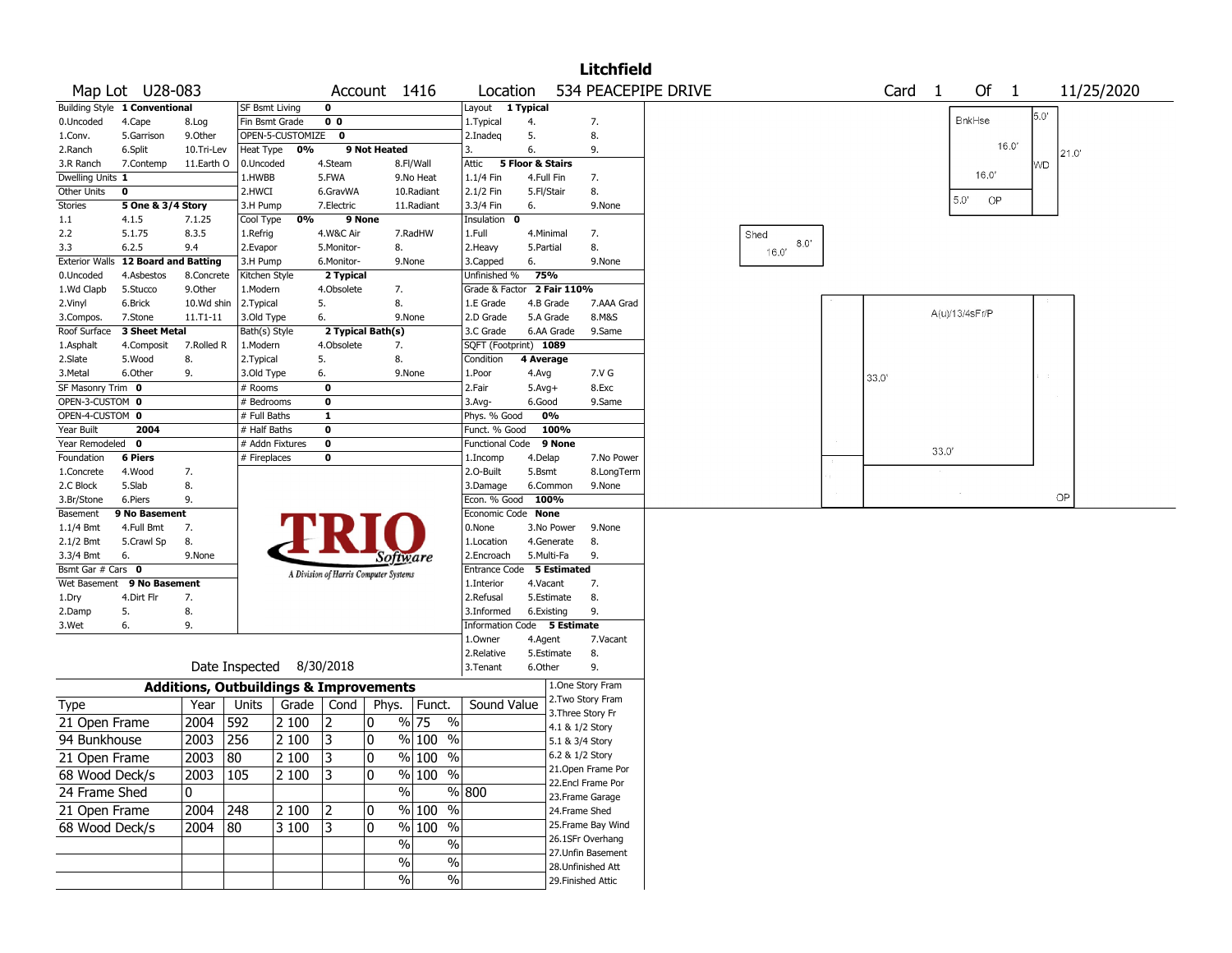# Litchfield

**Map Lot** U28-083 **Account** 1416 **Location** 534 PEACEPIPE DRIVE **Card** 1 **Of** 1 11/25/2020

| | | | | | | | | | | |
|---|---|---|---|---|---|---|---|---|---|---|
| Building Style | 1 Conventional | | SF Bsmt Living | 0 | | | Layout | 1 Typical | | |
| 0.Uncoded | 4.Cape | 8.Log | Fin Bsmt Grade | 0 0 | | | 1.Typical | 4. | 7. | |
| 1.Conv. | 5.Garrison | 9.Other | OPEN-5-CUSTOMIZE | 0 | | | 2.Inadeq | 5. | 8. | |
| 2.Ranch | 6.Split | 10.Tri-Lev | Heat Type 0% | 9 Not Heated | | | 3. | 6. | 9. | |
| 3.R Ranch | 7.Contemp | 11.Earth O | 0.Uncoded | 4.Steam | 8.Fl/Wall | | Attic | 5 Floor & Stairs | | |
| Dwelling Units | 1 | | 1.HWBB | 5.FWA | 9.No Heat | | 1.1/4 Fin | 4.Full Fin | 7. | |
| Other Units | 0 | | 2.HWCI | 6.GravWA | 10.Radiant | | 2.1/2 Fin | 5.Fl/Stair | 8. | |
| Stories | 5 One & 3/4 Story | | 3.H Pump | 7.Electric | 11.Radiant | | 3.3/4 Fin | 6. | 9.None | |
| 1.1 | 4.1.5 | 7.1.25 | Cool Type 0% | 9 None | | | Insulation | 0 | | |
| 2.2 | 5.1.75 | 8.3.5 | 1.Refrig | 4.W&C Air | 7.RadHW | | 1.Full | 4.Minimal | 7. | |
| 3.3 | 6.2.5 | 9.4 | 2.Evapor | 5.Monitor- | 8. | | 2.Heavy | 5.Partial | 8. | |
| Exterior Walls | 12 Board and Batting | | 3.H Pump | 6.Monitor- | 9.None | | 3.Capped | 6. | 9.None | |
| 0.Uncoded | 4.Asbestos | 8.Concrete | Kitchen Style | 2 Typical | | | Unfinished % | 75% | | |
| 1.Wd Clapb | 5.Stucco | 9.Other | 1.Modern | 4.Obsolete | 7. | | Grade & Factor | 2 Fair 110% | | |
| 2.Vinyl | 6.Brick | 10.Wd shin | 2.Typical | 5. | 8. | | 1.E Grade | 4.B Grade | 7.AAA Grad | |
| 3.Compos. | 7.Stone | 11.T1-11 | 3.Old Type | 6. | 9.None | | 2.D Grade | 5.A Grade | 8.M&S | |
| Roof Surface | 3 Sheet Metal | | Bath(s) Style | 2 Typical Bath(s) | | | 3.C Grade | 6.AA Grade | 9.Same | |
| 1.Asphalt | 4.Composit | 7.Rolled R | 1.Modern | 4.Obsolete | 7. | | SQFT (Footprint) | 1089 | | |
| 2.Slate | 5.Wood | 8. | 2.Typical | 5. | 8. | | Condition | 4 Average | | |
| 3.Metal | 6.Other | 9. | 3.Old Type | 6. | 9.None | | 1.Poor | 4.Avg | 7.V G | |
| SF Masonry Trim | 0 | | # Rooms | 0 | | | 2.Fair | 5.Avg+ | 8.Exc | |
| OPEN-3-CUSTOM | 0 | | # Bedrooms | 0 | | | 3.Avg- | 6.Good | 9.Same | |
| OPEN-4-CUSTOM | 0 | | # Full Baths | 1 | | | Phys. % Good | 0% | | |
| Year Built | 2004 | | # Half Baths | 0 | | | Funct. % Good | 100% | | |
| Year Remodeled | 0 | | # Addn Fixtures | 0 | | | Functional Code | 9 None | | |
| Foundation | 6 Piers | | # Fireplaces | 0 | | | 1.Incomp | 4.Delap | 7.No Power | |
| 1.Concrete | 4.Wood | 7. | | | | | 2.O-Built | 5.Bsmt | 8.LongTerm | |
| 2.C Block | 5.Slab | 8. | | | | | 3.Damage | 6.Common | 9.None | |
| 3.Br/Stone | 6.Piers | 9. | | | | | Econ. % Good | 100% | | |
| Basement | 9 No Basement | | | | | | Economic Code | None | | |
| 1.1/4 Bmt | 4.Full Bmt | 7. | | | | | 0.None | 3.No Power | 9.None | |
| 2.1/2 Bmt | 5.Crawl Sp | 8. | | | | | 1.Location | 4.Generate | 8. | |
| 3.3/4 Bmt | 6. | 9.None | | | | | 2.Encroach | 5.Multi-Fa | 9. | |
| Bsmt Gar # Cars | 0 | | | | | | Entrance Code | 5 Estimated | | |
| Wet Basement | 9 No Basement | | | | | | 1.Interior | 4.Vacant | 7. | |
| 1.Dry | 4.Dirt Flr | 7. | | | | | 2.Refusal | 5.Estimate | 8. | |
| 2.Damp | 5. | 8. | | | | | 3.Informed | 6.Existing | 9. | |
| 3.Wet | 6. | 9. | | | | | Information Code | 5 Estimate | | |
| | | | | | | | 1.Owner | 4.Agent | 7.Vacant | |
| | | | | | | | 2.Relative | 5.Estimate | 8. | |
| | Date Inspected | 8/30/2018 | | | | | 3.Tenant | 6.Other | 9. | |

TRIO Software — A Division of Harris Computer Systems

## Additions, Outbuildings & Improvements

| Type | Year | Units | Grade | Cond | Phys. | Funct. | Sound Value |
|---|---|---|---|---|---|---|---|
| 21 Open Frame | 2004 | 592 | 2 100 | 2 | 0 % | 75 % | |
| 94 Bunkhouse | 2003 | 256 | 2 100 | 3 | 0 % | 100 % | |
| 21 Open Frame | 2003 | 80 | 2 100 | 3 | 0 % | 100 % | |
| 68 Wood Deck/s | 2003 | 105 | 2 100 | 3 | 0 % | 100 % | |
| 24 Frame Shed | 0 | | | | % | % | 800 |
| 21 Open Frame | 2004 | 248 | 2 100 | 2 | 0 % | 100 % | |
| 68 Wood Deck/s | 2004 | 80 | 3 100 | 3 | 0 % | 100 % | |
| | | | | | % | % | |
| | | | | | % | % | |
| | | | | | % | % | |

1.One Story Fram
2.Two Story Fram
3.Three Story Fr
4.1 & 1/2 Story
5.1 & 3/4 Story
6.2 & 1/2 Story
21.Open Frame Por
22.Encl Frame Por
23.Frame Garage
24.Frame Shed
25.Frame Bay Wind
26.1SFr Overhang
27.Unfin Basement
28.Unfinished Att
29.Finished Attic

Sketch labels: BnkHse 16.0' x 16.0', 5.0', 21.0', WD, 5.0' OP; Shed 8.0' x 16.0'; A(u)/13/4sFr/P 33.0' x 33.0'; OP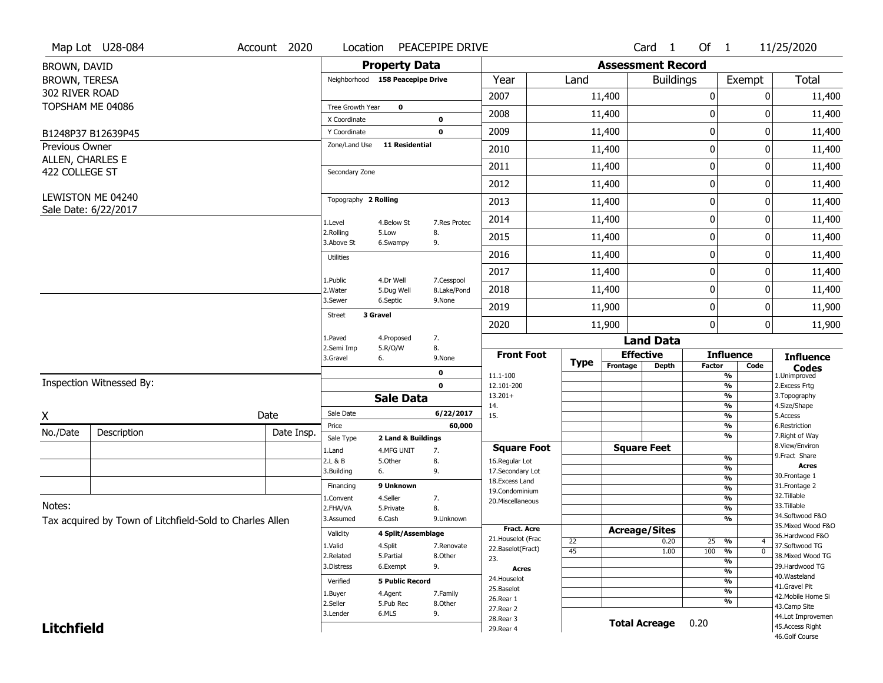Map Lot U28-084 | Account 2020 | Location PEACEPIPE DRIVE | Card 1 Of 1 | 11/25/2020

BROWN, DAVID
BROWN, TERESA
302 RIVER ROAD
TOPSHAM ME 04086

B1248P37 B12639P45

Previous Owner
ALLEN, CHARLES E
422 COLLEGE ST

LEWISTON ME 04240
Sale Date: 6/22/2017

## Property Data

Neighborhood **158 Peacepipe Drive**

Tree Growth Year **0**
X Coordinate **0**
Y Coordinate **0**
Zone/Land Use **11 Residential**

Secondary Zone

Topography **2 Rolling**

| 1.Level | 4.Below St | 7.Res Protec |
|---|---|---|
| 2.Rolling | 5.Low | 8. |
| 3.Above St | 6.Swampy | 9. |

Utilities

| 1.Public | 4.Dr Well | 7.Cesspool |
|---|---|---|
| 2.Water | 5.Dug Well | 8.Lake/Pond |
| 3.Sewer | 6.Septic | 9.None |

Street **3 Gravel**

| 1.Paved | 4.Proposed | 7. |
|---|---|---|
| 2.Semi Imp | 5.R/O/W | 8. |
| 3.Gravel | 6. | 9.None |

**0**
**0**

## Assessment Record

| Year | Land | Buildings | Exempt | Total |
|---|---|---|---|---|
| 2007 | 11,400 | 0 | 0 | 11,400 |
| 2008 | 11,400 | 0 | 0 | 11,400 |
| 2009 | 11,400 | 0 | 0 | 11,400 |
| 2010 | 11,400 | 0 | 0 | 11,400 |
| 2011 | 11,400 | 0 | 0 | 11,400 |
| 2012 | 11,400 | 0 | 0 | 11,400 |
| 2013 | 11,400 | 0 | 0 | 11,400 |
| 2014 | 11,400 | 0 | 0 | 11,400 |
| 2015 | 11,400 | 0 | 0 | 11,400 |
| 2016 | 11,400 | 0 | 0 | 11,400 |
| 2017 | 11,400 | 0 | 0 | 11,400 |
| 2018 | 11,400 | 0 | 0 | 11,400 |
| 2019 | 11,900 | 0 | 0 | 11,900 |
| 2020 | 11,900 | 0 | 0 | 11,900 |

## Land Data

| Front Foot | Type | Effective Frontage | Effective Depth | Influence Factor | Influence Code |
|---|---|---|---|---|---|
| 11.1-100 | | | | % | |
| 12.101-200 | | | | % | |
| 13.201+ | | | | % | |
| 14. | | | | % | |
| 15. | | | | % | |
| | | | | % | |
| | | | | % | |
| **Square Foot** | | **Square Feet** | | | |
| 16.Regular Lot | | | | % | |
| 17.Secondary Lot | | | | % | |
| 18.Excess Land | | | | % | |
| 19.Condominium | | | | % | |
| 20.Miscellaneous | | | | % | |
| | | | | % | |
| | | | | % | |
| **Fract. Acre** | | **Acreage/Sites** | | | |
| 21.Houselot (Frac | 22 | | 0.20 | 25 % | 4 |
| 22.Baselot(Fract) | 45 | | 1.00 | 100 % | 0 |
| 23. | | | | % | |
| **Acres** | | | | % | |
| 24.Houselot | | | | % | |
| 25.Baselot | | | | % | |
| 26.Rear 1 | | | | % | |
| 27.Rear 2 | | | | | |
| 28.Rear 3 | | | | | |
| 29.Rear 4 | | | | | |

**Total Acreage** 0.20

**Influence Codes**
1.Unimproved
2.Excess Frtg
3.Topography
4.Size/Shape
5.Access
6.Restriction
7.Right of Way
8.View/Environ
9.Fract Share
**Acres**
30.Frontage 1
31.Frontage 2
32.Tillable
33.Tillable
34.Softwood F&O
35.Mixed Wood F&O
36.Hardwood F&O
37.Softwood TG
38.Mixed Wood TG
39.Hardwood TG
40.Wasteland
41.Gravel Pit
42.Mobile Home Si
43.Camp Site
44.Lot Improvemen
45.Access Right
46.Golf Course

## Sale Data

Sale Date **6/22/2017**
Price **60,000**
Sale Type **2 Land & Buildings**

| 1.Land | 4.MFG UNIT | 7. |
|---|---|---|
| 2.L & B | 5.Other | 8. |
| 3.Building | 6. | 9. |

Financing **9 Unknown**

| 1.Convent | 4.Seller | 7. |
|---|---|---|
| 2.FHA/VA | 5.Private | 8. |
| 3.Assumed | 6.Cash | 9.Unknown |

Validity **4 Split/Assemblage**

| 1.Valid | 4.Split | 7.Renovate |
|---|---|---|
| 2.Related | 5.Partial | 8.Other |
| 3.Distress | 6.Exempt | 9. |

Verified **5 Public Record**

| 1.Buyer | 4.Agent | 7.Family |
|---|---|---|
| 2.Seller | 5.Pub Rec | 8.Other |
| 3.Lender | 6.MLS | 9. |

Inspection Witnessed By:

X ______________________ Date

| No./Date | Description | Date Insp. |
|---|---|---|
| | | |
| | | |
| | | |

Notes:
Tax acquired by Town of Litchfield-Sold to Charles Allen

**Litchfield**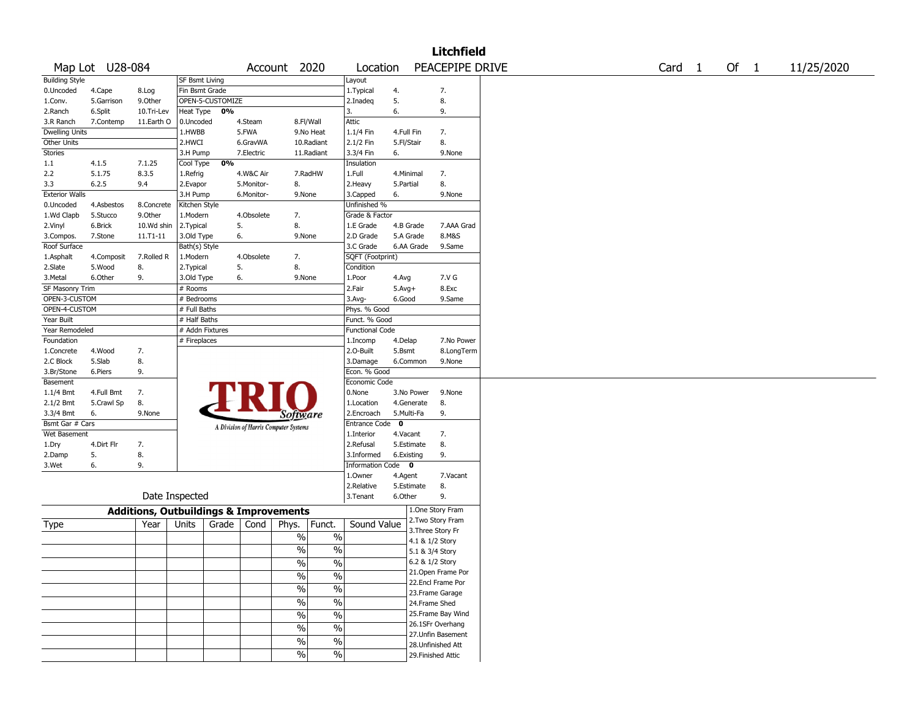# Litchfield

**Map Lot** U28-084 **Account** 2020 **Location** PEACEPIPE DRIVE **Card** 1 **Of** 1 11/25/2020

| Building Style | | | SF Bsmt Living | | | Layout | | |
|---|---|---|---|---|---|---|---|---|
| 0.Uncoded | 4.Cape | 8.Log | Fin Bsmt Grade | | | 1.Typical | 4. | 7. |
| 1.Conv. | 5.Garrison | 9.Other | OPEN-5-CUSTOMIZE | | | 2.Inadeq | 5. | 8. |
| 2.Ranch | 6.Split | 10.Tri-Lev | Heat Type 0% | | | 3. | 6. | 9. |
| 3.R Ranch | 7.Contemp | 11.Earth O | 0.Uncoded | 4.Steam | 8.Fl/Wall | Attic | | |
| Dwelling Units | | | 1.HWBB | 5.FWA | 9.No Heat | 1.1/4 Fin | 4.Full Fin | 7. |
| Other Units | | | 2.HWCI | 6.GravWA | 10.Radiant | 2.1/2 Fin | 5.Fl/Stair | 8. |
| Stories | | | 3.H Pump | 7.Electric | 11.Radiant | 3.3/4 Fin | 6. | 9.None |
| 1.1 | 4.1.5 | 7.1.25 | Cool Type 0% | | | Insulation | | |
| 2.2 | 5.1.75 | 8.3.5 | 1.Refrig | 4.W&C Air | 7.RadHW | 1.Full | 4.Minimal | 7. |
| 3.3 | 6.2.5 | 9.4 | 2.Evapor | 5.Monitor- | 8. | 2.Heavy | 5.Partial | 8. |
| Exterior Walls | | | 3.H Pump | 6.Monitor- | 9.None | 3.Capped | 6. | 9.None |
| 0.Uncoded | 4.Asbestos | 8.Concrete | Kitchen Style | | | Unfinished % | | |
| 1.Wd Clapb | 5.Stucco | 9.Other | 1.Modern | 4.Obsolete | 7. | Grade & Factor | | |
| 2.Vinyl | 6.Brick | 10.Wd shin | 2.Typical | 5. | 8. | 1.E Grade | 4.B Grade | 7.AAA Grad |
| 3.Compos. | 7.Stone | 11.T1-11 | 3.Old Type | 6. | 9.None | 2.D Grade | 5.A Grade | 8.M&S |
| Roof Surface | | | Bath(s) Style | | | 3.C Grade | 6.AA Grade | 9.Same |
| 1.Asphalt | 4.Composit | 7.Rolled R | 1.Modern | 4.Obsolete | 7. | SQFT (Footprint) | | |
| 2.Slate | 5.Wood | 8. | 2.Typical | 5. | 8. | Condition | | |
| 3.Metal | 6.Other | 9. | 3.Old Type | 6. | 9.None | 1.Poor | 4.Avg | 7.V G |
| SF Masonry Trim | | | # Rooms | | | 2.Fair | 5.Avg+ | 8.Exc |
| OPEN-3-CUSTOM | | | # Bedrooms | | | 3.Avg- | 6.Good | 9.Same |
| OPEN-4-CUSTOM | | | # Full Baths | | | Phys. % Good | | |
| Year Built | | | # Half Baths | | | Funct. % Good | | |
| Year Remodeled | | | # Addn Fixtures | | | Functional Code | | |
| Foundation | | | # Fireplaces | | | 1.Incomp | 4.Delap | 7.No Power |
| 1.Concrete | 4.Wood | 7. | | | | 2.O-Built | 5.Bsmt | 8.LongTerm |
| 2.C Block | 5.Slab | 8. | | | | 3.Damage | 6.Common | 9.None |
| 3.Br/Stone | 6.Piers | 9. | | | | Econ. % Good | | |
| Basement | | | | | | Economic Code | | |
| 1.1/4 Bmt | 4.Full Bmt | 7. | | | | 0.None | 3.No Power | 9.None |
| 2.1/2 Bmt | 5.Crawl Sp | 8. | | | | 1.Location | 4.Generate | 8. |
| 3.3/4 Bmt | 6. | 9.None | | | | 2.Encroach | 5.Multi-Fa | 9. |
| Bsmt Gar # Cars | | | | | | Entrance Code 0 | | |
| Wet Basement | | | | | | 1.Interior | 4.Vacant | 7. |
| 1.Dry | 4.Dirt Flr | 7. | | | | 2.Refusal | 5.Estimate | 8. |
| 2.Damp | 5. | 8. | | | | 3.Informed | 6.Existing | 9. |
| 3.Wet | 6. | 9. | | | | Information Code 0 | | |
| | | | | | | 1.Owner | 4.Agent | 7.Vacant |
| | | | | | | 2.Relative | 5.Estimate | 8. |
| | Date Inspected | | | | | 3.Tenant | 6.Other | 9. |

TRIO Software — A Division of Harris Computer Systems

## Additions, Outbuildings & Improvements

| Type | Year | Units | Grade | Cond | Phys. | Funct. | Sound Value |
|---|---|---|---|---|---|---|---|
| | | | | | % | % | |
| | | | | | % | % | |
| | | | | | % | % | |
| | | | | | % | % | |
| | | | | | % | % | |
| | | | | | % | % | |
| | | | | | % | % | |
| | | | | | % | % | |
| | | | | | % | % | |
| | | | | | % | % | |

1.One Story Fram
2.Two Story Fram
3.Three Story Fr
4.1 & 1/2 Story
5.1 & 3/4 Story
6.2 & 1/2 Story
21.Open Frame Por
22.Encl Frame Por
23.Frame Garage
24.Frame Shed
25.Frame Bay Wind
26.1SFr Overhang
27.Unfin Basement
28.Unfinished Att
29.Finished Attic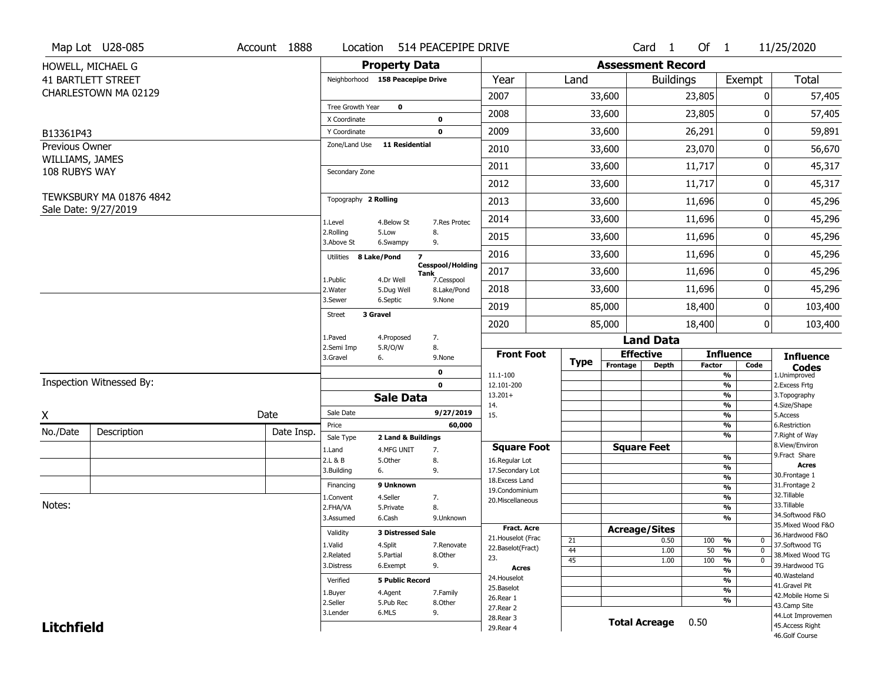Map Lot U28-085 | Account 1888 | Location 514 PEACEPIPE DRIVE | Card 1 Of 1 | 11/25/2020

HOWELL, MICHAEL G
41 BARTLETT STREET
CHARLESTOWN MA 02129

B13361P43

Previous Owner
WILLIAMS, JAMES
108 RUBYS WAY

TEWKSBURY MA 01876 4842
Sale Date: 9/27/2019

## Property Data

Neighborhood **158 Peacepipe Drive**

Tree Growth Year **0**
X Coordinate **0**
Y Coordinate **0**
Zone/Land Use **11 Residential**

Secondary Zone

Topography **2 Rolling**

1.Level 4.Below St 7.Res Protec
2.Rolling 5.Low 8.
3.Above St 6.Swampy 9.

Utilities **8 Lake/Pond** **7 Cesspool/Holding Tank**

1.Public 4.Dr Well 7.Cesspool
2.Water 5.Dug Well 8.Lake/Pond
3.Sewer 6.Septic 9.None

Street **3 Gravel**

1.Paved 4.Proposed 7.
2.Semi Imp 5.R/O/W 8.
3.Gravel 6. 9.None

**0**
**0**

## Sale Data

Sale Date **9/27/2019**
Price **60,000**
Sale Type **2 Land & Buildings**

1.Land 4.MFG UNIT 7.
2.L & B 5.Other 8.
3.Building 6. 9.

Financing **9 Unknown**

1.Convent 4.Seller 7.
2.FHA/VA 5.Private 8.
3.Assumed 6.Cash 9.Unknown

Validity **3 Distressed Sale**

1.Valid 4.Split 7.Renovate
2.Related 5.Partial 8.Other
3.Distress 6.Exempt 9.

Verified **5 Public Record**

1.Buyer 4.Agent 7.Family
2.Seller 5.Pub Rec 8.Other
3.Lender 6.MLS 9.

## Assessment Record

| Year | Land | Buildings | Exempt | Total |
|---|---|---|---|---|
| 2007 | 33,600 | 23,805 | 0 | 57,405 |
| 2008 | 33,600 | 23,805 | 0 | 57,405 |
| 2009 | 33,600 | 26,291 | 0 | 59,891 |
| 2010 | 33,600 | 23,070 | 0 | 56,670 |
| 2011 | 33,600 | 11,717 | 0 | 45,317 |
| 2012 | 33,600 | 11,717 | 0 | 45,317 |
| 2013 | 33,600 | 11,696 | 0 | 45,296 |
| 2014 | 33,600 | 11,696 | 0 | 45,296 |
| 2015 | 33,600 | 11,696 | 0 | 45,296 |
| 2016 | 33,600 | 11,696 | 0 | 45,296 |
| 2017 | 33,600 | 11,696 | 0 | 45,296 |
| 2018 | 33,600 | 11,696 | 0 | 45,296 |
| 2019 | 85,000 | 18,400 | 0 | 103,400 |
| 2020 | 85,000 | 18,400 | 0 | 103,400 |

## Land Data

| Front Foot | Type | Effective Frontage | Effective Depth | Influence Factor | Influence Code |
|---|---|---|---|---|---|
| 11.1-100 | | | | % | |
| 12.101-200 | | | | % | |
| 13.201+ | | | | % | |
| 14. | | | | % | |
| 15. | | | | % | |
| | | | | % | |
| | | | | % | |

| Square Foot | Type | Square Feet | Influence Factor | Influence Code |
|---|---|---|---|---|
| 16.Regular Lot | | | % | |
| 17.Secondary Lot | | | % | |
| 18.Excess Land | | | % | |
| 19.Condominium | | | % | |
| 20.Miscellaneous | | | % | |
| | | | % | |
| | | | % | |

| Fract. Acre / Acres | Type | Acreage/Sites | Influence Factor | Influence Code |
|---|---|---|---|---|
| 21.Houselot (Frac | 21 | 0.50 | 100 % | 0 |
| 22.Baselot(Fract) | 44 | 1.00 | 50 % | 0 |
| 23. | 45 | 1.00 | 100 % | 0 |
| 24.Houselot | | | % | |
| 25.Baselot | | | % | |
| 26.Rear 1 | | | % | |
| 27.Rear 2 | | | % | |
| 28.Rear 3 | | | | |
| 29.Rear 4 | | | | |

**Total Acreage** 0.50

**Influence Codes**
1.Unimproved
2.Excess Frtg
3.Topography
4.Size/Shape
5.Access
6.Restriction
7.Right of Way
8.View/Environ
9.Fract Share
**Acres**
30.Frontage 1
31.Frontage 2
32.Tillable
33.Tillable
34.Softwood F&O
35.Mixed Wood F&O
36.Hardwood F&O
37.Softwood TG
38.Mixed Wood TG
39.Hardwood TG
40.Wasteland
41.Gravel Pit
42.Mobile Home Si
43.Camp Site
44.Lot Improvemen
45.Access Right
46.Golf Course

Inspection Witnessed By:

X ______________________ Date

| No./Date | Description | Date Insp. |
|---|---|---|
| | | |
| | | |
| | | |

Notes:

**Litchfield**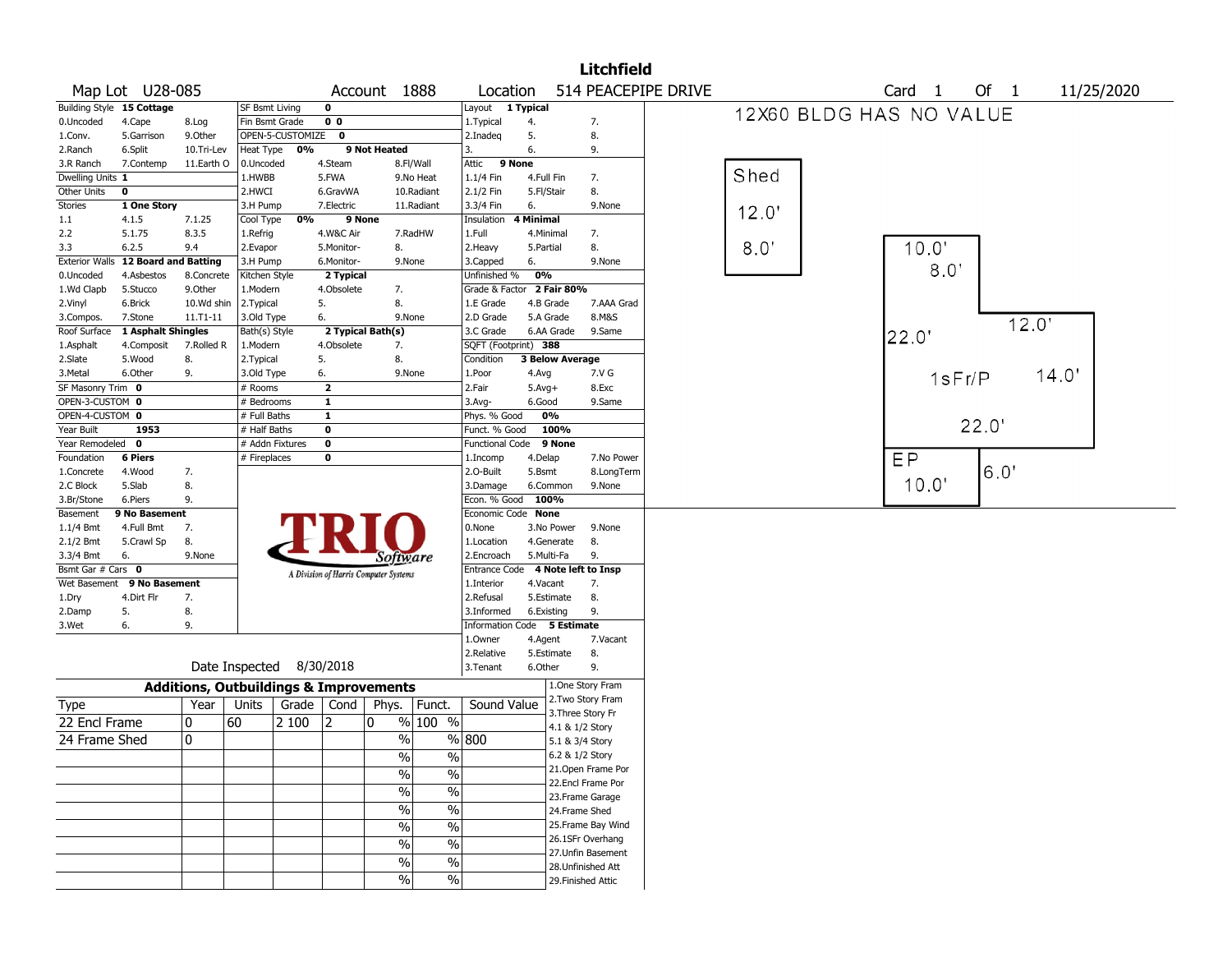# Litchfield

**Map Lot** U28-085 **Account** 1888 **Location** 514 PEACEPIPE DRIVE **Card** 1 **Of** 1 11/25/2020

| Building Style | 15 Cottage | | SF Bsmt Living | 0 | | | Layout | 1 Typical | |
|---|---|---|---|---|---|---|---|---|---|
| 0.Uncoded | 4.Cape | 8.Log | Fin Bsmt Grade | 0 0 | | | 1.Typical | 4. | 7. |
| 1.Conv. | 5.Garrison | 9.Other | OPEN-5-CUSTOMIZE | 0 | | | 2.Inadeq | 5. | 8. |
| 2.Ranch | 6.Split | 10.Tri-Lev | Heat Type | 0% | 9 Not Heated | | 3. | 6. | 9. |
| 3.R Ranch | 7.Contemp | 11.Earth O | 0.Uncoded | 4.Steam | 8.Fl/Wall | | Attic | 9 None | |
| Dwelling Units | 1 | | 1.HWBB | 5.FWA | 9.No Heat | | 1.1/4 Fin | 4.Full Fin | 7. |
| Other Units | 0 | | 2.HWCI | 6.GravWA | 10.Radiant | | 2.1/2 Fin | 5.Fl/Stair | 8. |
| Stories | 1 One Story | | 3.H Pump | 7.Electric | 11.Radiant | | 3.3/4 Fin | 6. | 9.None |
| 1.1 | 4.1.5 | 7.1.25 | Cool Type | 0% | 9 None | | Insulation | 4 Minimal | |
| 2.2 | 5.1.75 | 8.3.5 | 1.Refrig | 4.W&C Air | 7.RadHW | | 1.Full | 4.Minimal | 7. |
| 3.3 | 6.2.5 | 9.4 | 2.Evapor | 5.Monitor- | 8. | | 2.Heavy | 5.Partial | 8. |
| Exterior Walls | 12 Board and Batting | | 3.H Pump | 6.Monitor- | 9.None | | 3.Capped | 6. | 9.None |
| 0.Uncoded | 4.Asbestos | 8.Concrete | Kitchen Style | 2 Typical | | | Unfinished % | 0% | |
| 1.Wd Clapb | 5.Stucco | 9.Other | 1.Modern | 4.Obsolete | 7. | | Grade & Factor | 2 Fair 80% | |
| 2.Vinyl | 6.Brick | 10.Wd shin | 2.Typical | 5. | 8. | | 1.E Grade | 4.B Grade | 7.AAA Grad |
| 3.Compos. | 7.Stone | 11.T1-11 | 3.Old Type | 6. | 9.None | | 2.D Grade | 5.A Grade | 8.M&S |
| Roof Surface | 1 Asphalt Shingles | | Bath(s) Style | 2 Typical Bath(s) | | | 3.C Grade | 6.AA Grade | 9.Same |
| 1.Asphalt | 4.Composit | 7.Rolled R | 1.Modern | 4.Obsolete | 7. | | SQFT (Footprint) | 388 | |
| 2.Slate | 5.Wood | 8. | 2.Typical | 5. | 8. | | Condition | 3 Below Average | |
| 3.Metal | 6.Other | 9. | 3.Old Type | 6. | 9.None | | 1.Poor | 4.Avg | 7.V G |
| SF Masonry Trim | 0 | | # Rooms | 2 | | | 2.Fair | 5.Avg+ | 8.Exc |
| OPEN-3-CUSTOM | 0 | | # Bedrooms | 1 | | | 3.Avg- | 6.Good | 9.Same |
| OPEN-4-CUSTOM | 0 | | # Full Baths | 1 | | | Phys. % Good | 0% | |
| Year Built | 1953 | | # Half Baths | 0 | | | Funct. % Good | 100% | |
| Year Remodeled | 0 | | # Addn Fixtures | 0 | | | Functional Code | 9 None | |
| Foundation | 6 Piers | | # Fireplaces | 0 | | | 1.Incomp | 4.Delap | 7.No Power |
| 1.Concrete | 4.Wood | 7. | | | | | 2.O-Built | 5.Bsmt | 8.LongTerm |
| 2.C Block | 5.Slab | 8. | | | | | 3.Damage | 6.Common | 9.None |
| 3.Br/Stone | 6.Piers | 9. | | | | | Econ. % Good | 100% | |
| Basement | 9 No Basement | | | | | | Economic Code | None | |
| 1.1/4 Bmt | 4.Full Bmt | 7. | | | | | 0.None | 3.No Power | 9.None |
| 2.1/2 Bmt | 5.Crawl Sp | 8. | | | | | 1.Location | 4.Generate | 8. |
| 3.3/4 Bmt | 6. | 9.None | | | | | 2.Encroach | 5.Multi-Fa | 9. |
| Bsmt Gar # Cars | 0 | | | | | | Entrance Code | 4 Note left to Insp | |
| Wet Basement | 9 No Basement | | | | | | 1.Interior | 4.Vacant | 7. |
| 1.Dry | 4.Dirt Flr | 7. | | | | | 2.Refusal | 5.Estimate | 8. |
| 2.Damp | 5. | 8. | | | | | 3.Informed | 6.Existing | 9. |
| 3.Wet | 6. | 9. | | | | | Information Code | 5 Estimate | |
| | | | | | | | 1.Owner | 4.Agent | 7.Vacant |
| | | | | | | | 2.Relative | 5.Estimate | 8. |
| | | | Date Inspected | 8/30/2018 | | | 3.Tenant | 6.Other | 9. |

TRIO Software — A Division of Harris Computer Systems

## Additions, Outbuildings & Improvements

| Type | Year | Units | Grade | Cond | Phys. | Funct. | Sound Value |
|---|---|---|---|---|---|---|---|
| 22 Encl Frame | 0 | 60 | 2 100 | 2 | 0 % | 100 % | |
| 24 Frame Shed | 0 | | | | % | % | 800 |
| | | | | | % | % | |
| | | | | | % | % | |
| | | | | | % | % | |
| | | | | | % | % | |
| | | | | | % | % | |
| | | | | | % | % | |
| | | | | | % | % | |
| | | | | | % | % | |

1.One Story Fram
2.Two Story Fram
3.Three Story Fr
4.1 & 1/2 Story
5.1 & 3/4 Story
6.2 & 1/2 Story
21.Open Frame Por
22.Encl Frame Por
23.Frame Garage
24.Frame Shed
25.Frame Bay Wind
26.1SFr Overhang
27.Unfin Basement
28.Unfinished Att
29.Finished Attic

12X60 BLDG HAS NO VALUE

Shed 12.0' 8.0'

10.0' 8.0' 12.0' 22.0' 1sFr/P 14.0' 22.0' EP 6.0' 10.0'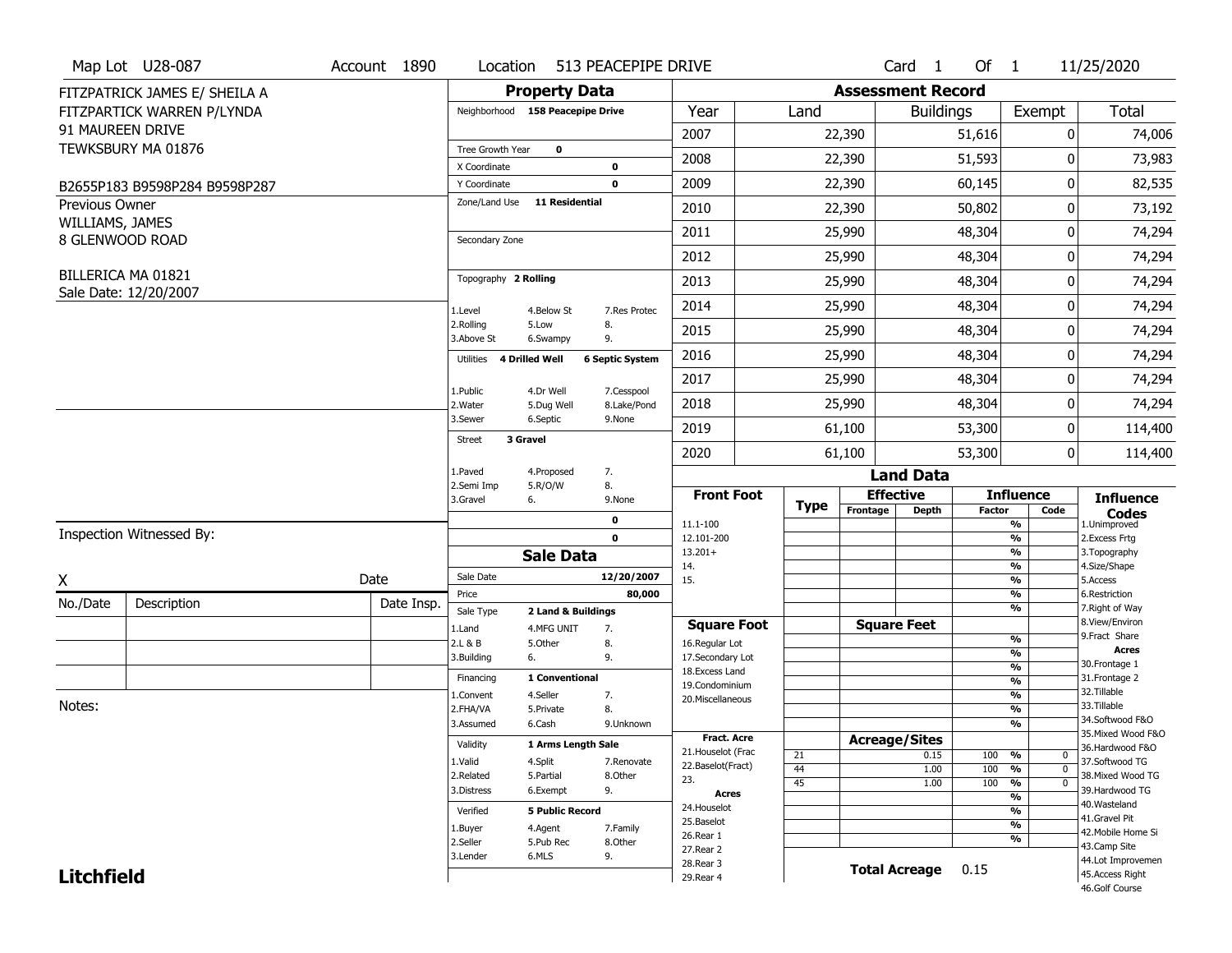Map Lot U28-087 | Account 1890 | Location 513 PEACEPIPE DRIVE | Card 1 Of 1 | 11/25/2020

FITZPATRICK JAMES E/ SHEILA A
FITZPARTICK WARREN P/LYNDA
91 MAUREEN DRIVE
TEWKSBURY MA 01876

B2655P183 B9598P284 B9598P287

Previous Owner
WILLIAMS, JAMES
8 GLENWOOD ROAD

BILLERICA MA 01821
Sale Date: 12/20/2007

## Property Data

Neighborhood: 158 Peacepipe Drive

Tree Growth Year: 0
X Coordinate: 0
Y Coordinate: 0
Zone/Land Use: 11 Residential

Secondary Zone

Topography: 2 Rolling

| | | |
|---|---|---|
| 1.Level | 4.Below St | 7.Res Protec |
| 2.Rolling | 5.Low | 8. |
| 3.Above St | 6.Swampy | 9. |

Utilities: 4 Drilled Well, 6 Septic System

| | | |
|---|---|---|
| 1.Public | 4.Dr Well | 7.Cesspool |
| 2.Water | 5.Dug Well | 8.Lake/Pond |
| 3.Sewer | 6.Septic | 9.None |

Street: 3 Gravel

| | | |
|---|---|---|
| 1.Paved | 4.Proposed | 7. |
| 2.Semi Imp | 5.R/O/W | 8. |
| 3.Gravel | 6. | 9.None |

0
0

## Sale Data

Sale Date: 12/20/2007
Price: 80,000
Sale Type: 2 Land & Buildings

| | | |
|---|---|---|
| 1.Land | 4.MFG UNIT | 7. |
| 2.L & B | 5.Other | 8. |
| 3.Building | 6. | 9. |

Financing: 1 Conventional

| | | |
|---|---|---|
| 1.Convent | 4.Seller | 7. |
| 2.FHA/VA | 5.Private | 8. |
| 3.Assumed | 6.Cash | 9.Unknown |

Validity: 1 Arms Length Sale

| | | |
|---|---|---|
| 1.Valid | 4.Split | 7.Renovate |
| 2.Related | 5.Partial | 8.Other |
| 3.Distress | 6.Exempt | 9. |

Verified: 5 Public Record

| | | |
|---|---|---|
| 1.Buyer | 4.Agent | 7.Family |
| 2.Seller | 5.Pub Rec | 8.Other |
| 3.Lender | 6.MLS | 9. |

## Assessment Record

| Year | Land | Buildings | Exempt | Total |
|---|---|---|---|---|
| 2007 | 22,390 | 51,616 | 0 | 74,006 |
| 2008 | 22,390 | 51,593 | 0 | 73,983 |
| 2009 | 22,390 | 60,145 | 0 | 82,535 |
| 2010 | 22,390 | 50,802 | 0 | 73,192 |
| 2011 | 25,990 | 48,304 | 0 | 74,294 |
| 2012 | 25,990 | 48,304 | 0 | 74,294 |
| 2013 | 25,990 | 48,304 | 0 | 74,294 |
| 2014 | 25,990 | 48,304 | 0 | 74,294 |
| 2015 | 25,990 | 48,304 | 0 | 74,294 |
| 2016 | 25,990 | 48,304 | 0 | 74,294 |
| 2017 | 25,990 | 48,304 | 0 | 74,294 |
| 2018 | 25,990 | 48,304 | 0 | 74,294 |
| 2019 | 61,100 | 53,300 | 0 | 114,400 |
| 2020 | 61,100 | 53,300 | 0 | 114,400 |

## Land Data

| Front Foot | Type | Effective Frontage | Effective Depth | Influence Factor | Influence Code |
|---|---|---|---|---|---|
| 11.1-100 | | | | % | |
| 12.101-200 | | | | % | |
| 13.201+ | | | | % | |
| 14. | | | | % | |
| 15. | | | | % | |
| | | | | % | |

| Square Foot | Square Feet | Influence Factor | Code |
|---|---|---|---|
| 16.Regular Lot | | % | |
| 17.Secondary Lot | | % | |
| 18.Excess Land | | % | |
| 19.Condominium | | % | |
| 20.Miscellaneous | | % | |
| | | % | |
| | | % | |

| Fract. Acre | Type | Acreage/Sites | Influence Factor | Code |
|---|---|---|---|---|
| 21.Houselot (Frac | 21 | 0.15 | 100 % | 0 |
| 22.Baselot(Fract) | 44 | 1.00 | 100 % | 0 |
| 23. | 45 | 1.00 | 100 % | 0 |
| **Acres** | | | % | |
| 24.Houselot | | | % | |
| 25.Baselot | | | % | |
| 26.Rear 1 | | | % | |
| 27.Rear 2 | | | | |
| 28.Rear 3 | | | | |
| 29.Rear 4 | | | | |

**Total Acreage** 0.15

### Influence Codes
1.Unimproved
2.Excess Frtg
3.Topography
4.Size/Shape
5.Access
6.Restriction
7.Right of Way
8.View/Environ
9.Fract Share

**Acres**
30.Frontage 1
31.Frontage 2
32.Tillable
33.Tillable
34.Softwood F&O
35.Mixed Wood F&O
36.Hardwood F&O
37.Softwood TG
38.Mixed Wood TG
39.Hardwood TG
40.Wasteland
41.Gravel Pit
42.Mobile Home Si
43.Camp Site
44.Lot Improvemen
45.Access Right
46.Golf Course

Inspection Witnessed By:

X ____________________ Date

| No./Date | Description | Date Insp. |
|---|---|---|
| | | |
| | | |
| | | |

Notes:

**Litchfield**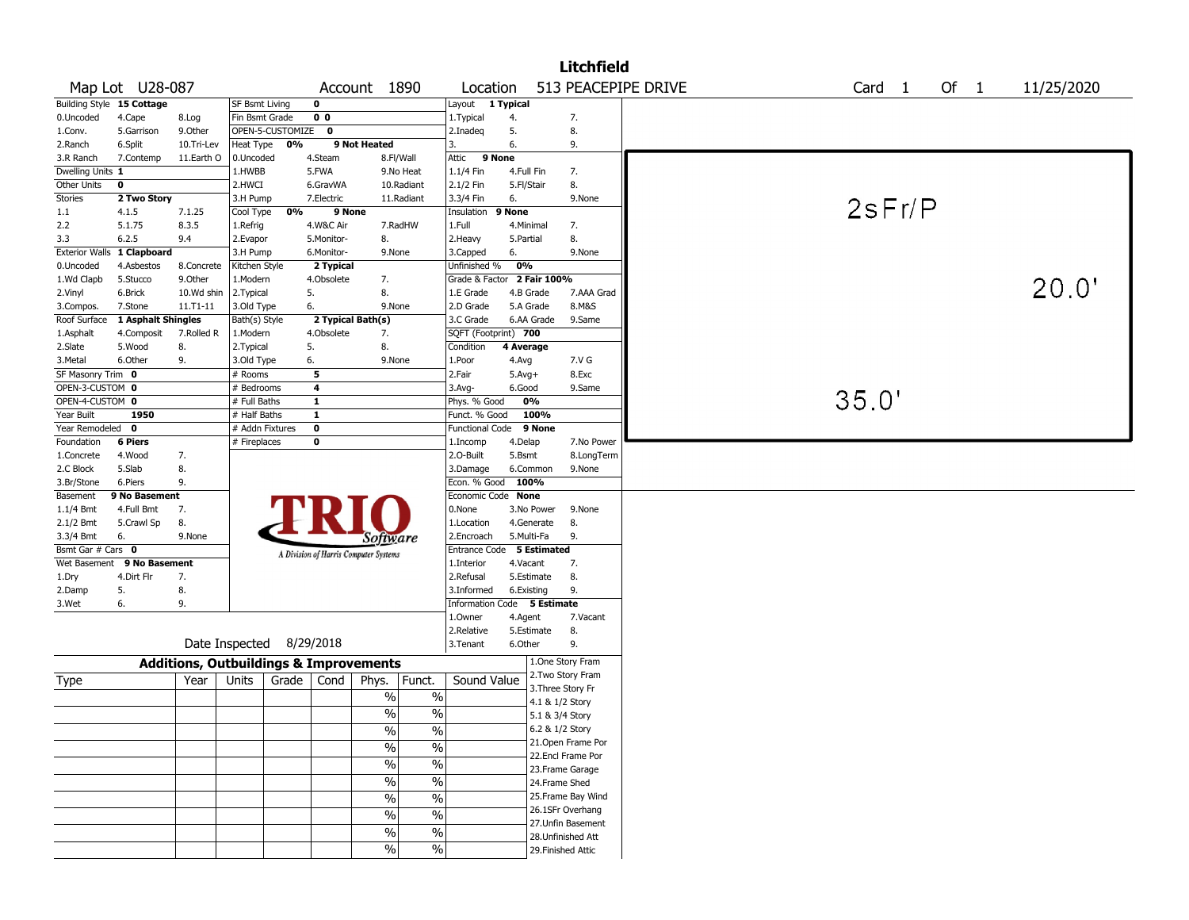# Litchfield

**Map Lot** U28-087 **Account** 1890 **Location** 513 PEACEPIPE DRIVE **Card** 1 **Of** 1 11/25/2020

| Building Style | 15 Cottage | | SF Bsmt Living | 0 | | Layout | 1 Typical | |
|---|---|---|---|---|---|---|---|---|
| 0.Uncoded | 4.Cape | 8.Log | Fin Bsmt Grade | 0 0 | | 1.Typical | 4. | 7. |
| 1.Conv. | 5.Garrison | 9.Other | OPEN-5-CUSTOMIZE | 0 | | 2.Inadeq | 5. | 8. |
| 2.Ranch | 6.Split | 10.Tri-Lev | Heat Type 0% | 9 Not Heated | | 3. | 6. | 9. |
| 3.R Ranch | 7.Contemp | 11.Earth O | 0.Uncoded | 4.Steam | 8.Fl/Wall | Attic | 9 None | |
| Dwelling Units | 1 | | 1.HWBB | 5.FWA | 9.No Heat | 1.1/4 Fin | 4.Full Fin | 7. |
| Other Units | 0 | | 2.HWCI | 6.GravWA | 10.Radiant | 2.1/2 Fin | 5.Fl/Stair | 8. |
| Stories | 2 Two Story | | 3.H Pump | 7.Electric | 11.Radiant | 3.3/4 Fin | 6. | 9.None |
| 1.1 | 4.1.5 | 7.1.25 | Cool Type 0% | 9 None | | Insulation | 9 None | |
| 2.2 | 5.1.75 | 8.3.5 | 1.Refrig | 4.W&C Air | 7.RadHW | 1.Full | 4.Minimal | 7. |
| 3.3 | 6.2.5 | 9.4 | 2.Evapor | 5.Monitor- | 8. | 2.Heavy | 5.Partial | 8. |
| Exterior Walls | 1 Clapboard | | 3.H Pump | 6.Monitor- | 9.None | 3.Capped | 6. | 9.None |
| 0.Uncoded | 4.Asbestos | 8.Concrete | Kitchen Style | 2 Typical | | Unfinished % | 0% | |
| 1.Wd Clapb | 5.Stucco | 9.Other | 1.Modern | 4.Obsolete | 7. | Grade & Factor | 2 Fair 100% | |
| 2.Vinyl | 6.Brick | 10.Wd shin | 2.Typical | 5. | 8. | 1.E Grade | 4.B Grade | 7.AAA Grad |
| 3.Compos. | 7.Stone | 11.T1-11 | 3.Old Type | 6. | 9.None | 2.D Grade | 5.A Grade | 8.M&S |
| Roof Surface | 1 Asphalt Shingles | | Bath(s) Style | 2 Typical Bath(s) | | 3.C Grade | 6.AA Grade | 9.Same |
| 1.Asphalt | 4.Composit | 7.Rolled R | 1.Modern | 4.Obsolete | 7. | SQFT (Footprint) | 700 | |
| 2.Slate | 5.Wood | 8. | 2.Typical | 5. | 8. | Condition | 4 Average | |
| 3.Metal | 6.Other | 9. | 3.Old Type | 6. | 9.None | 1.Poor | 4.Avg | 7.V G |
| SF Masonry Trim | 0 | | # Rooms | 5 | | 2.Fair | 5.Avg+ | 8.Exc |
| OPEN-3-CUSTOM | 0 | | # Bedrooms | 4 | | 3.Avg- | 6.Good | 9.Same |
| OPEN-4-CUSTOM | 0 | | # Full Baths | 1 | | Phys. % Good | 0% | |
| Year Built | 1950 | | # Half Baths | 1 | | Funct. % Good | 100% | |
| Year Remodeled | 0 | | # Addn Fixtures | 0 | | Functional Code | 9 None | |
| Foundation | 6 Piers | | # Fireplaces | 0 | | 1.Incomp | 4.Delap | 7.No Power |
| 1.Concrete | 4.Wood | 7. | | | | 2.O-Built | 5.Bsmt | 8.LongTerm |
| 2.C Block | 5.Slab | 8. | | | | 3.Damage | 6.Common | 9.None |
| 3.Br/Stone | 6.Piers | 9. | | | | Econ. % Good | 100% | |
| Basement | 9 No Basement | | | | | Economic Code | None | |
| 1.1/4 Bmt | 4.Full Bmt | 7. | | | | 0.None | 3.No Power | 9.None |
| 2.1/2 Bmt | 5.Crawl Sp | 8. | | | | 1.Location | 4.Generate | 8. |
| 3.3/4 Bmt | 6. | 9.None | | | | 2.Encroach | 5.Multi-Fa | 9. |
| Bsmt Gar # Cars | 0 | | | | | Entrance Code | 5 Estimated | |
| Wet Basement | 9 No Basement | | | | | 1.Interior | 4.Vacant | 7. |
| 1.Dry | 4.Dirt Flr | 7. | | | | 2.Refusal | 5.Estimate | 8. |
| 2.Damp | 5. | 8. | | | | 3.Informed | 6.Existing | 9. |
| 3.Wet | 6. | 9. | | | | Information Code | 5 Estimate | |
| | | | | | | 1.Owner | 4.Agent | 7.Vacant |
| | | | | | | 2.Relative | 5.Estimate | 8. |
| | | | | | | 3.Tenant | 6.Other | 9. |

TRIO Software — A Division of Harris Computer Systems

Date Inspected 8/29/2018

2sFr/P

20.0'

35.0'

## Additions, Outbuildings & Improvements

| Type | Year | Units | Grade | Cond | Phys. | Funct. | Sound Value |
|---|---|---|---|---|---|---|---|
| | | | | | % | % | |
| | | | | | % | % | |
| | | | | | % | % | |
| | | | | | % | % | |
| | | | | | % | % | |
| | | | | | % | % | |
| | | | | | % | % | |
| | | | | | % | % | |
| | | | | | % | % | |
| | | | | | % | % | |

1.One Story Fram
2.Two Story Fram
3.Three Story Fr
4.1 & 1/2 Story
5.1 & 3/4 Story
6.2 & 1/2 Story
21.Open Frame Por
22.Encl Frame Por
23.Frame Garage
24.Frame Shed
25.Frame Bay Wind
26.1SFr Overhang
27.Unfin Basement
28.Unfinished Att
29.Finished Attic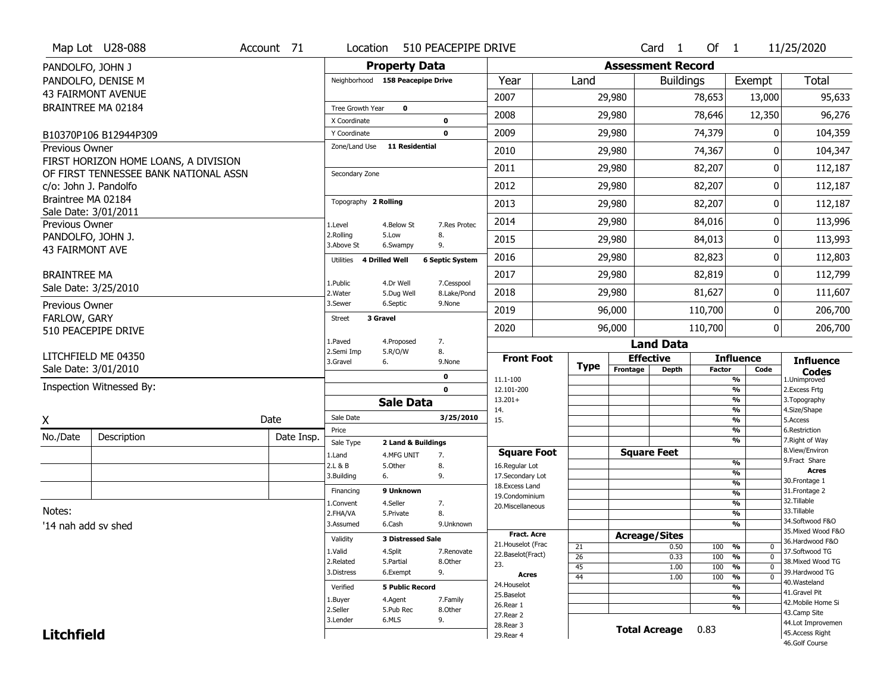Map Lot U28-088 | Account 71 | Location 510 PEACEPIPE DRIVE | Card 1 Of 1 | 11/25/2020

PANDOLFO, JOHN J
PANDOLFO, DENISE M
43 FAIRMONT AVENUE
BRAINTREE MA 02184

B10370P106 B12944P309

Previous Owner
FIRST HORIZON HOME LOANS, A DIVISION OF FIRST TENNESSEE BANK NATIONAL ASSN
c/o: John J. Pandolfo
Braintree MA 02184
Sale Date: 3/01/2011

Previous Owner
PANDOLFO, JOHN J.
43 FAIRMONT AVE
BRAINTREE MA
Sale Date: 3/25/2010

Previous Owner
FARLOW, GARY
510 PEACEPIPE DRIVE
LITCHFIELD ME 04350
Sale Date: 3/01/2010

Inspection Witnessed By:

X ______ Date

| No./Date | Description | Date Insp. |
|---|---|---|
| | | |
| | | |
| | | |

Notes:
'14 nah add sv shed

## Property Data

Neighborhood: 158 Peacepipe Drive
Tree Growth Year: 0
X Coordinate: 0
Y Coordinate: 0
Zone/Land Use: 11 Residential
Secondary Zone:
Topography: 2 Rolling
(1.Level 2.Rolling 3.Above St 4.Below St 5.Low 6.Swampy 7.Res Protec 8. 9.)
Utilities: 4 Drilled Well, 6 Septic System
(1.Public 2.Water 3.Sewer 4.Dr Well 5.Dug Well 6.Septic 7.Cesspool 8.Lake/Pond 9.None)
Street: 3 Gravel
(1.Paved 2.Semi Imp 3.Gravel 4.Proposed 5.R/O/W 6. 7. 8. 9.None)
0
0

## Sale Data

Sale Date: 3/25/2010
Price:
Sale Type: 2 Land & Buildings
(1.Land 2.L & B 3.Building 4.MFG UNIT 5.Other 6. 7. 8. 9.)
Financing: 9 Unknown
(1.Convent 2.FHA/VA 3.Assumed 4.Seller 5.Private 6.Cash 7. 8. 9.Unknown)
Validity: 3 Distressed Sale
(1.Valid 2.Related 3.Distress 4.Split 5.Partial 6.Exempt 7.Renovate 8.Other 9.)
Verified: 5 Public Record
(1.Buyer 2.Seller 3.Lender 4.Agent 5.Pub Rec 6.MLS 7.Family 8.Other 9.)

## Assessment Record

| Year | Land | Buildings | Exempt | Total |
|---|---|---|---|---|
| 2007 | 29,980 | 78,653 | 13,000 | 95,633 |
| 2008 | 29,980 | 78,646 | 12,350 | 96,276 |
| 2009 | 29,980 | 74,379 | 0 | 104,359 |
| 2010 | 29,980 | 74,367 | 0 | 104,347 |
| 2011 | 29,980 | 82,207 | 0 | 112,187 |
| 2012 | 29,980 | 82,207 | 0 | 112,187 |
| 2013 | 29,980 | 82,207 | 0 | 112,187 |
| 2014 | 29,980 | 84,016 | 0 | 113,996 |
| 2015 | 29,980 | 84,013 | 0 | 113,993 |
| 2016 | 29,980 | 82,823 | 0 | 112,803 |
| 2017 | 29,980 | 82,819 | 0 | 112,799 |
| 2018 | 29,980 | 81,627 | 0 | 111,607 |
| 2019 | 96,000 | 110,700 | 0 | 206,700 |
| 2020 | 96,000 | 110,700 | 0 | 206,700 |

## Land Data

Front Foot: 11.1-100, 12.101-200, 13.201+, 14., 15.
Square Foot: 16.Regular Lot, 17.Secondary Lot, 18.Excess Land, 19.Condominium, 20.Miscellaneous
Fract. Acre: 21.Houselot (Frac, 22.Baselot(Fract), 23.
Acres: 24.Houselot, 25.Baselot, 26.Rear 1, 27.Rear 2, 28.Rear 3, 29.Rear 4

Acreage/Sites

| Type | Acreage/Sites | Influence Factor | Code |
|---|---|---|---|
| 21 | 0.50 | 100 % | 0 |
| 26 | 0.33 | 100 % | 0 |
| 45 | 1.00 | 100 % | 0 |
| 44 | 1.00 | 100 % | 0 |

Total Acreage: 0.83

Influence Codes: 1.Unimproved, 2.Excess Frtg, 3.Topography, 4.Size/Shape, 5.Access, 6.Restriction, 7.Right of Way, 8.View/Environ, 9.Fract Share

Acres: 30.Frontage 1, 31.Frontage 2, 32.Tillable, 33.Tillable, 34.Softwood F&O, 35.Mixed Wood F&O, 36.Hardwood F&O, 37.Softwood TG, 38.Mixed Wood TG, 39.Hardwood TG, 40.Wasteland, 41.Gravel Pit, 42.Mobile Home Si, 43.Camp Site, 44.Lot Improvemen, 45.Access Right, 46.Golf Course

**Litchfield**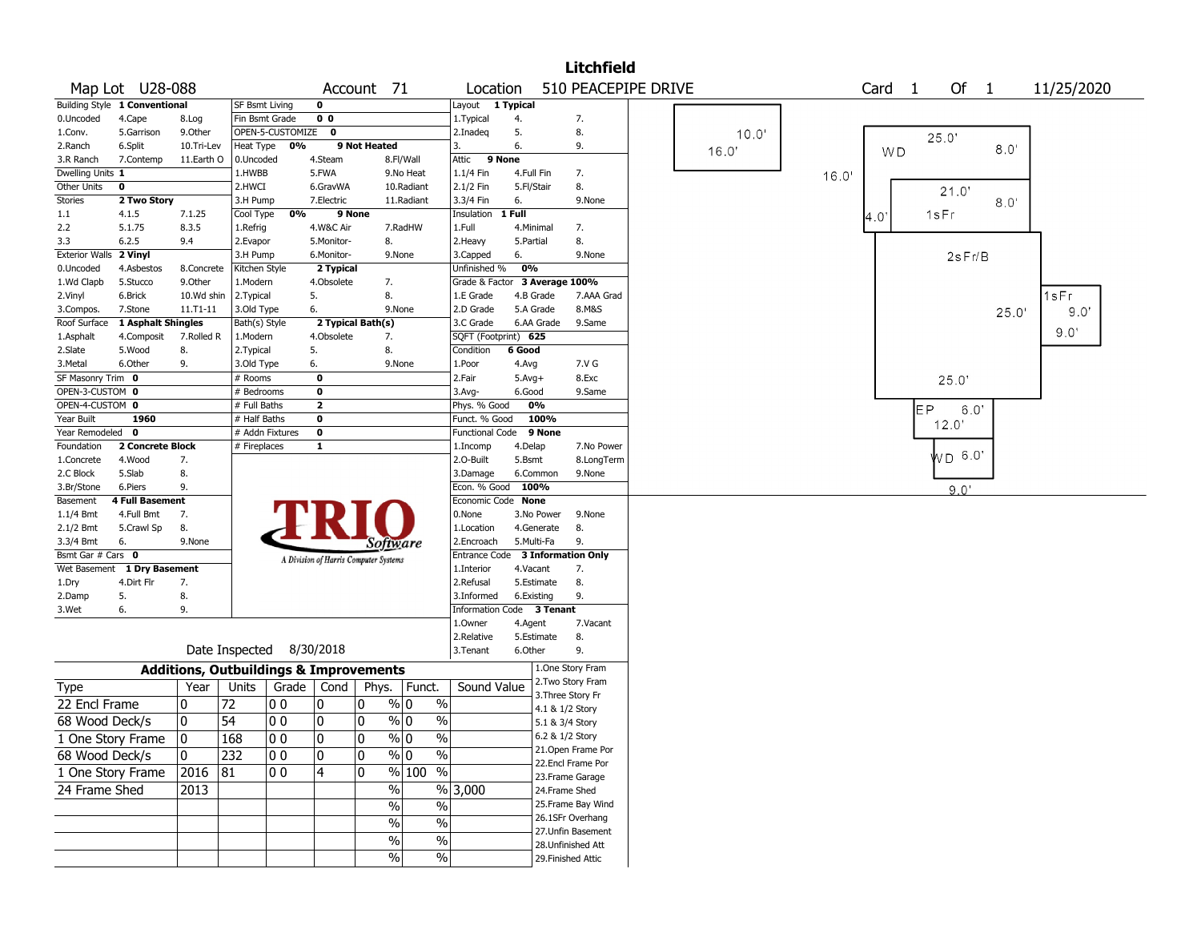# Litchfield

**Map Lot** U28-088 **Account** 71 **Location** 510 PEACEPIPE DRIVE **Card** 1 **Of** 1 11/25/2020

| Building Style | 1 Conventional | | SF Bsmt Living | 0 | | Layout | 1 Typical | |
|---|---|---|---|---|---|---|---|---|
| 0.Uncoded | 4.Cape | 8.Log | Fin Bsmt Grade | 0 0 | | 1.Typical | 4. | 7. |
| 1.Conv. | 5.Garrison | 9.Other | OPEN-5-CUSTOMIZE | 0 | | 2.Inadeq | 5. | 8. |
| 2.Ranch | 6.Split | 10.Tri-Lev | Heat Type | 0% | 9 Not Heated | 3. | 6. | 9. |
| 3.R Ranch | 7.Contemp | 11.Earth O | 0.Uncoded | 4.Steam | 8.Fl/Wall | Attic | 9 None | |
| Dwelling Units | 1 | | 1.HWBB | 5.FWA | 9.No Heat | 1.1/4 Fin | 4.Full Fin | 7. |
| Other Units | 0 | | 2.HWCI | 6.GravWA | 10.Radiant | 2.1/2 Fin | 5.Fl/Stair | 8. |
| Stories | 2 Two Story | | 3.H Pump | 7.Electric | 11.Radiant | 3.3/4 Fin | 6. | 9.None |
| 1.1 | 4.1.5 | 7.1.25 | Cool Type | 0% | 9 None | Insulation | 1 Full | |
| 2.2 | 5.1.75 | 8.3.5 | 1.Refrig | 4.W&C Air | 7.RadHW | 1.Full | 4.Minimal | 7. |
| 3.3 | 6.2.5 | 9.4 | 2.Evapor | 5.Monitor- | 8. | 2.Heavy | 5.Partial | 8. |
| Exterior Walls | 2 Vinyl | | 3.H Pump | 6.Monitor- | 9.None | 3.Capped | 6. | 9.None |
| 0.Uncoded | 4.Asbestos | 8.Concrete | Kitchen Style | 2 Typical | | Unfinished % | 0% | |
| 1.Wd Clapb | 5.Stucco | 9.Other | 1.Modern | 4.Obsolete | 7. | Grade & Factor | 3 Average 100% | |
| 2.Vinyl | 6.Brick | 10.Wd shin | 2.Typical | 5. | 8. | 1.E Grade | 4.B Grade | 7.AAA Grad |
| 3.Compos. | 7.Stone | 11.T1-11 | 3.Old Type | 6. | 9.None | 2.D Grade | 5.A Grade | 8.M&S |
| Roof Surface | 1 Asphalt Shingles | | Bath(s) Style | 2 Typical Bath(s) | | 3.C Grade | 6.AA Grade | 9.Same |
| 1.Asphalt | 4.Composit | 7.Rolled R | 1.Modern | 4.Obsolete | 7. | SQFT (Footprint) | 625 | |
| 2.Slate | 5.Wood | 8. | 2.Typical | 5. | 8. | Condition | 6 Good | |
| 3.Metal | 6.Other | 9. | 3.Old Type | 6. | 9.None | 1.Poor | 4.Avg | 7.V G |
| SF Masonry Trim | 0 | | # Rooms | 0 | | 2.Fair | 5.Avg+ | 8.Exc |
| OPEN-3-CUSTOM | 0 | | # Bedrooms | 0 | | 3.Avg- | 6.Good | 9.Same |
| OPEN-4-CUSTOM | 0 | | # Full Baths | 2 | | Phys. % Good | 0% | |
| Year Built | 1960 | | # Half Baths | 0 | | Funct. % Good | 100% | |
| Year Remodeled | 0 | | # Addn Fixtures | 0 | | Functional Code | 9 None | |
| Foundation | 2 Concrete Block | | # Fireplaces | 1 | | 1.Incomp | 4.Delap | 7.No Power |
| 1.Concrete | 4.Wood | 7. | | | | 2.O-Built | 5.Bsmt | 8.LongTerm |
| 2.C Block | 5.Slab | 8. | | | | 3.Damage | 6.Common | 9.None |
| 3.Br/Stone | 6.Piers | 9. | | | | Econ. % Good | 100% | |
| Basement | 4 Full Basement | | | | | Economic Code | None | |
| 1.1/4 Bmt | 4.Full Bmt | 7. | | | | 0.None | 3.No Power | 9.None |
| 2.1/2 Bmt | 5.Crawl Sp | 8. | | | | 1.Location | 4.Generate | 8. |
| 3.3/4 Bmt | 6. | 9.None | | | | 2.Encroach | 5.Multi-Fa | 9. |
| Bsmt Gar # Cars | 0 | | | | | Entrance Code | 3 Information Only | |
| Wet Basement | 1 Dry Basement | | | | | 1.Interior | 4.Vacant | 7. |
| 1.Dry | 4.Dirt Flr | 7. | | | | 2.Refusal | 5.Estimate | 8. |
| 2.Damp | 5. | 8. | | | | 3.Informed | 6.Existing | 9. |
| 3.Wet | 6. | 9. | | | | Information Code | 3 Tenant | |
| | | | | | | 1.Owner | 4.Agent | 7.Vacant |
| | | | | | | 2.Relative | 5.Estimate | 8. |
| | | | | | | 3.Tenant | 6.Other | 9. |

TRIO Software — A Division of Harris Computer Systems

Date Inspected 8/30/2018

## Additions, Outbuildings & Improvements

| Type | Year | Units | Grade | Cond | Phys. | Funct. | Sound Value |
|---|---|---|---|---|---|---|---|
| 22 Encl Frame | 0 | 72 | 0 0 | 0 | 0 % | 0 % | |
| 68 Wood Deck/s | 0 | 54 | 0 0 | 0 | 0 % | 0 % | |
| 1 One Story Frame | 0 | 168 | 0 0 | 0 | 0 % | 0 % | |
| 68 Wood Deck/s | 0 | 232 | 0 0 | 0 | 0 % | 0 % | |
| 1 One Story Frame | 2016 | 81 | 0 0 | 4 | 0 % | 100 % | |
| 24 Frame Shed | 2013 | | | | % | % | 3,000 |
| | | | | | % | % | |
| | | | | | % | % | |
| | | | | | % | % | |
| | | | | | % | % | |

1.One Story Fram
2.Two Story Fram
3.Three Story Fr
4.1 & 1/2 Story
5.1 & 3/4 Story
6.2 & 1/2 Story
21.Open Frame Por
22.Encl Frame Por
23.Frame Garage
24.Frame Shed
25.Frame Bay Wind
26.1SFr Overhang
27.Unfin Basement
28.Unfinished Att
29.Finished Attic

Sketch labels: 10.0' 16.0' | WD 25.0' 8.0' 16.0' | 21.0' 8.0' 4.0' 1sFr | 2sFr/B 25.0' 25.0' | 1sFr 9.0' 9.0' | EP 6.0' 12.0' | WD 6.0' 9.0'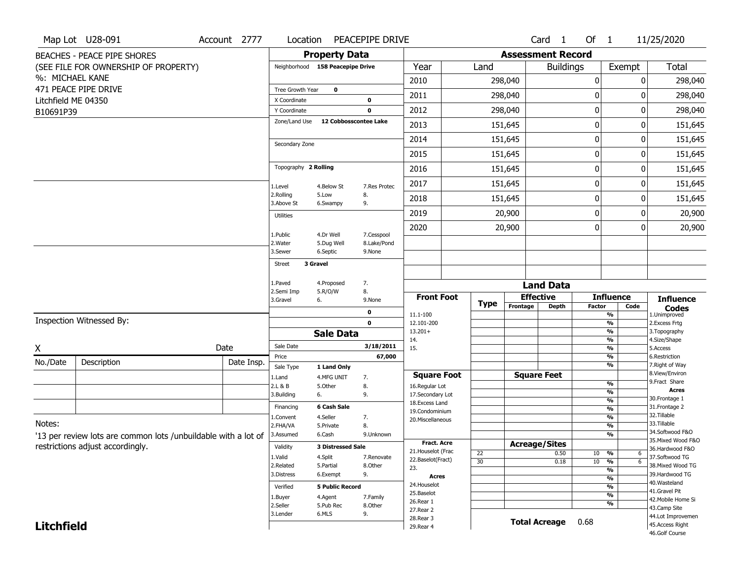Map Lot U28-091 | Account 2777 | Location PEACEPIPE DRIVE | Card 1 Of 1 | 11/25/2020

BEACHES - PEACE PIPE SHORES
(SEE FILE FOR OWNERSHIP OF PROPERTY)
%: MICHAEL KANE
471 PEACE PIPE DRIVE
Litchfield ME 04350
B10691P39

## Property Data

- Neighborhood: **158 Peacepipe Drive**
- Tree Growth Year: **0**
- X Coordinate: **0**
- Y Coordinate: **0**
- Zone/Land Use: **12 Cobbosscontee Lake**
- Secondary Zone:
- Topography: **2 Rolling**
  - 1.Level 4.Below St 7.Res Protec
  - 2.Rolling 5.Low 8.
  - 3.Above St 6.Swampy 9.
- Utilities:
  - 1.Public 4.Dr Well 7.Cesspool
  - 2.Water 5.Dug Well 8.Lake/Pond
  - 3.Sewer 6.Septic 9.None
- Street: **3 Gravel**
  - 1.Paved 4.Proposed 7.
  - 2.Semi Imp 5.R/O/W 8.
  - 3.Gravel 6. 9.None
- **0**
- **0**

## Sale Data

- Sale Date: **3/18/2011**
- Price: **67,000**
- Sale Type: **1 Land Only**
  - 1.Land 4.MFG UNIT 7.
  - 2.L & B 5.Other 8.
  - 3.Building 6. 9.
- Financing: **6 Cash Sale**
  - 1.Convent 4.Seller 7.
  - 2.FHA/VA 5.Private 8.
  - 3.Assumed 6.Cash 9.Unknown
- Validity: **3 Distressed Sale**
  - 1.Valid 4.Split 7.Renovate
  - 2.Related 5.Partial 8.Other
  - 3.Distress 6.Exempt 9.
- Verified: **5 Public Record**
  - 1.Buyer 4.Agent 7.Family
  - 2.Seller 5.Pub Rec 8.Other
  - 3.Lender 6.MLS 9.

## Assessment Record

| Year | Land | Buildings | Exempt | Total |
|---|---|---|---|---|
| 2010 | 298,040 | 0 | 0 | 298,040 |
| 2011 | 298,040 | 0 | 0 | 298,040 |
| 2012 | 298,040 | 0 | 0 | 298,040 |
| 2013 | 151,645 | 0 | 0 | 151,645 |
| 2014 | 151,645 | 0 | 0 | 151,645 |
| 2015 | 151,645 | 0 | 0 | 151,645 |
| 2016 | 151,645 | 0 | 0 | 151,645 |
| 2017 | 151,645 | 0 | 0 | 151,645 |
| 2018 | 151,645 | 0 | 0 | 151,645 |
| 2019 | 20,900 | 0 | 0 | 20,900 |
| 2020 | 20,900 | 0 | 0 | 20,900 |

## Land Data

Front Foot: 11.1-100, 12.101-200, 13.201+, 14., 15.

Square Foot: 16.Regular Lot, 17.Secondary Lot, 18.Excess Land, 19.Condominium, 20.Miscellaneous

Fract. Acre: 21.Houselot (Frac, 22.Baselot(Fract), 23.

Acres: 24.Houselot, 25.Baselot, 26.Rear 1, 27.Rear 2, 28.Rear 3, 29.Rear 4

### Acreage/Sites

| Type | Acreage/Sites | Factor | Code |
|---|---|---|---|
| 22 | 0.50 | 10 % | 6 |
| 30 | 0.18 | 10 % | 6 |

**Total Acreage** 0.68

### Influence Codes

1.Unimproved, 2.Excess Frtg, 3.Topography, 4.Size/Shape, 5.Access, 6.Restriction, 7.Right of Way, 8.View/Environ, 9.Fract Share

**Acres**: 30.Frontage 1, 31.Frontage 2, 32.Tillable, 33.Tillable, 34.Softwood F&O, 35.Mixed Wood F&O, 36.Hardwood F&O, 37.Softwood TG, 38.Mixed Wood TG, 39.Hardwood TG, 40.Wasteland, 41.Gravel Pit, 42.Mobile Home Si, 43.Camp Site, 44.Lot Improvemen, 45.Access Right, 46.Golf Course

Inspection Witnessed By:

X _______________ Date

| No./Date | Description | Date Insp. |
|---|---|---|
| | | |
| | | |
| | | |

Notes:

'13 per review lots are common lots /unbuildable with a lot of restrictions adjust accordingly.

**Litchfield**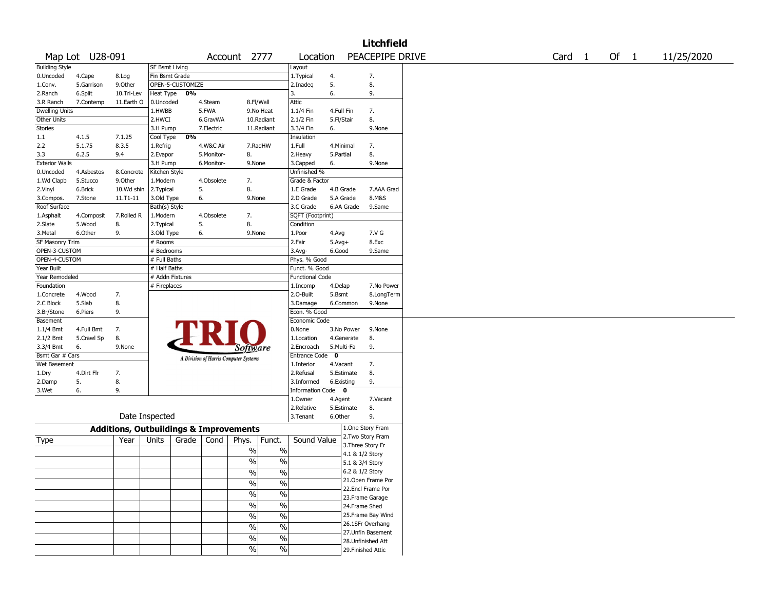# Litchfield

Map Lot U28-091 | Account 2777 | Location PEACEPIPE DRIVE | Card 1 Of 1 | 11/25/2020

| | | | | | | | | |
|---|---|---|---|---|---|---|---|---|
| **Building Style** | | | **SF Bsmt Living** | | | **Layout** | | |
| 0.Uncoded | 4.Cape | 8.Log | **Fin Bsmt Grade** | | | 1.Typical | 4. | 7. |
| 1.Conv. | 5.Garrison | 9.Other | OPEN-5-CUSTOMIZE | | | 2.Inadeq | 5. | 8. |
| 2.Ranch | 6.Split | 10.Tri-Lev | **Heat Type** 0% | | | 3. | 6. | 9. |
| 3.R Ranch | 7.Contemp | 11.Earth O | 0.Uncoded | 4.Steam | 8.Fl/Wall | **Attic** | | |
| **Dwelling Units** | | | 1.HWBB | 5.FWA | 9.No Heat | 1.1/4 Fin | 4.Full Fin | 7. |
| **Other Units** | | | 2.HWCI | 6.GravWA | 10.Radiant | 2.1/2 Fin | 5.Fl/Stair | 8. |
| **Stories** | | | 3.H Pump | 7.Electric | 11.Radiant | 3.3/4 Fin | 6. | 9.None |
| 1.1 | 4.1.5 | 7.1.25 | **Cool Type** 0% | | | **Insulation** | | |
| 2.2 | 5.1.75 | 8.3.5 | 1.Refrig | 4.W&C Air | 7.RadHW | 1.Full | 4.Minimal | 7. |
| 3.3 | 6.2.5 | 9.4 | 2.Evapor | 5.Monitor- | 8. | 2.Heavy | 5.Partial | 8. |
| **Exterior Walls** | | | 3.H Pump | 6.Monitor- | 9.None | 3.Capped | 6. | 9.None |
| 0.Uncoded | 4.Asbestos | 8.Concrete | **Kitchen Style** | | | **Unfinished %** | | |
| 1.Wd Clapb | 5.Stucco | 9.Other | 1.Modern | 4.Obsolete | 7. | **Grade & Factor** | | |
| 2.Vinyl | 6.Brick | 10.Wd shin | 2.Typical | 5. | 8. | 1.E Grade | 4.B Grade | 7.AAA Grad |
| 3.Compos. | 7.Stone | 11.T1-11 | 3.Old Type | 6. | 9.None | 2.D Grade | 5.A Grade | 8.M&S |
| **Roof Surface** | | | **Bath(s) Style** | | | 3.C Grade | 6.AA Grade | 9.Same |
| 1.Asphalt | 4.Composit | 7.Rolled R | 1.Modern | 4.Obsolete | 7. | **SQFT (Footprint)** | | |
| 2.Slate | 5.Wood | 8. | 2.Typical | 5. | 8. | **Condition** | | |
| 3.Metal | 6.Other | 9. | 3.Old Type | 6. | 9.None | 1.Poor | 4.Avg | 7.V G |
| **SF Masonry Trim** | | | **# Rooms** | | | 2.Fair | 5.Avg+ | 8.Exc |
| OPEN-3-CUSTOM | | | **# Bedrooms** | | | 3.Avg- | 6.Good | 9.Same |
| OPEN-4-CUSTOM | | | **# Full Baths** | | | **Phys. % Good** | | |
| **Year Built** | | | **# Half Baths** | | | **Funct. % Good** | | |
| **Year Remodeled** | | | **# Addn Fixtures** | | | **Functional Code** | | |
| **Foundation** | | | **# Fireplaces** | | | 1.Incomp | 4.Delap | 7.No Power |
| 1.Concrete | 4.Wood | 7. | | | | 2.O-Built | 5.Bsmt | 8.LongTerm |
| 2.C Block | 5.Slab | 8. | | | | 3.Damage | 6.Common | 9.None |
| 3.Br/Stone | 6.Piers | 9. | | | | **Econ. % Good** | | |
| **Basement** | | | | | | **Economic Code** | | |
| 1.1/4 Bmt | 4.Full Bmt | 7. | | | | 0.None | 3.No Power | 9.None |
| 2.1/2 Bmt | 5.Crawl Sp | 8. | | | | 1.Location | 4.Generate | 8. |
| 3.3/4 Bmt | 6. | 9.None | | | | 2.Encroach | 5.Multi-Fa | 9. |
| **Bsmt Gar # Cars** | | | | | | **Entrance Code** 0 | | |
| **Wet Basement** | | | | | | 1.Interior | 4.Vacant | 7. |
| 1.Dry | 4.Dirt Flr | 7. | | | | 2.Refusal | 5.Estimate | 8. |
| 2.Damp | 5. | 8. | | | | 3.Informed | 6.Existing | 9. |
| 3.Wet | 6. | 9. | | | | **Information Code** 0 | | |
| | | | | | | 1.Owner | 4.Agent | 7.Vacant |
| | | | | | | 2.Relative | 5.Estimate | 8. |
| | Date Inspected | | | | | 3.Tenant | 6.Other | 9. |

TRIO Software — A Division of Harris Computer Systems

## Additions, Outbuildings & Improvements

| Type | Year | Units | Grade | Cond | Phys. | Funct. | Sound Value |
|---|---|---|---|---|---|---|---|
| | | | | | % | % | |
| | | | | | % | % | |
| | | | | | % | % | |
| | | | | | % | % | |
| | | | | | % | % | |
| | | | | | % | % | |
| | | | | | % | % | |
| | | | | | % | % | |
| | | | | | % | % | |
| | | | | | % | % | |

1.One Story Fram
2.Two Story Fram
3.Three Story Fr
4.1 & 1/2 Story
5.1 & 3/4 Story
6.2 & 1/2 Story
21.Open Frame Por
22.Encl Frame Por
23.Frame Garage
24.Frame Shed
25.Frame Bay Wind
26.1SFr Overhang
27.Unfin Basement
28.Unfinished Att
29.Finished Attic